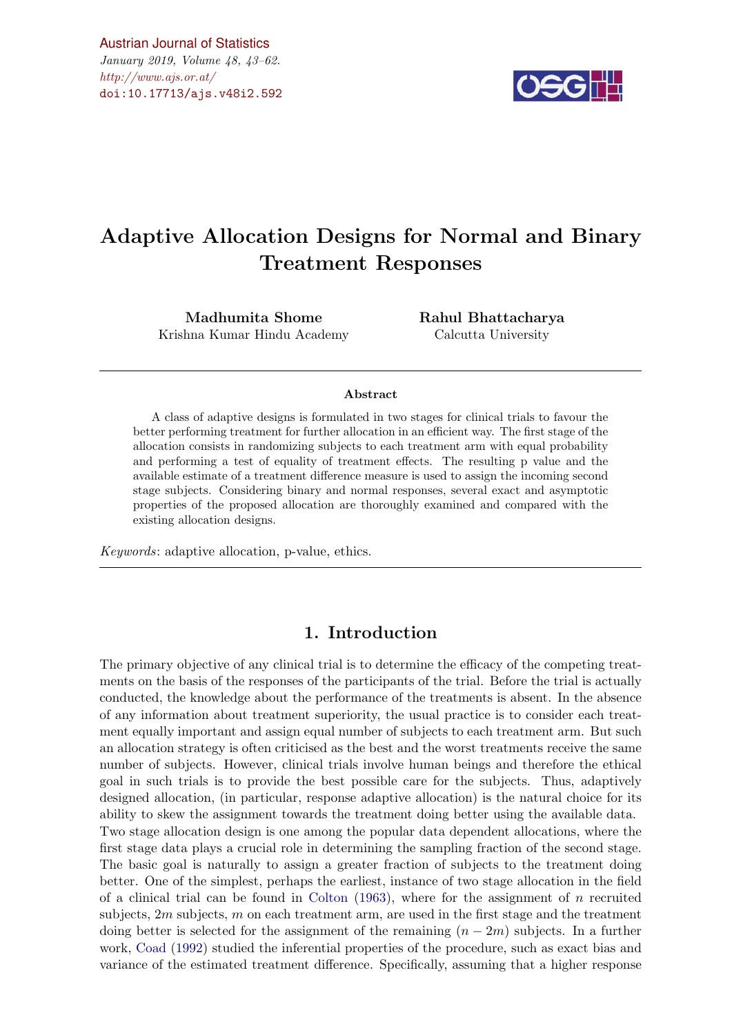# Adaptive Allocation Designs for Normal and Binary Treatment Responses

**Madhumita Shome**
Krishna Kumar Hindu Academy

**Rahul Bhattacharya**
Calcutta University

## Abstract

A class of adaptive designs is formulated in two stages for clinical trials to favour the better performing treatment for further allocation in an efficient way. The first stage of the allocation consists in randomizing subjects to each treatment arm with equal probability and performing a test of equality of treatment effects. The resulting p value and the available estimate of a treatment difference measure is used to assign the incoming second stage subjects. Considering binary and normal responses, several exact and asymptotic properties of the proposed allocation are thoroughly examined and compared with the existing allocation designs.

*Keywords*: adaptive allocation, p-value, ethics.

## 1. Introduction

The primary objective of any clinical trial is to determine the efficacy of the competing treatments on the basis of the responses of the participants of the trial. Before the trial is actually conducted, the knowledge about the performance of the treatments is absent. In the absence of any information about treatment superiority, the usual practice is to consider each treatment equally important and assign equal number of subjects to each treatment arm. But such an allocation strategy is often criticised as the best and the worst treatments receive the same number of subjects. However, clinical trials involve human beings and therefore the ethical goal in such trials is to provide the best possible care for the subjects. Thus, adaptively designed allocation, (in particular, response adaptive allocation) is the natural choice for its ability to skew the assignment towards the treatment doing better using the available data. Two stage allocation design is one among the popular data dependent allocations, where the first stage data plays a crucial role in determining the sampling fraction of the second stage. The basic goal is naturally to assign a greater fraction of subjects to the treatment doing better. One of the simplest, perhaps the earliest, instance of two stage allocation in the field of a clinical trial can be found in Colton (1963), where for the assignment of $n$ recruited subjects, $2m$ subjects, $m$ on each treatment arm, are used in the first stage and the treatment doing better is selected for the assignment of the remaining $(n - 2m)$ subjects. In a further work, Coad (1992) studied the inferential properties of the procedure, such as exact bias and variance of the estimated treatment difference. Specifically, assuming that a higher response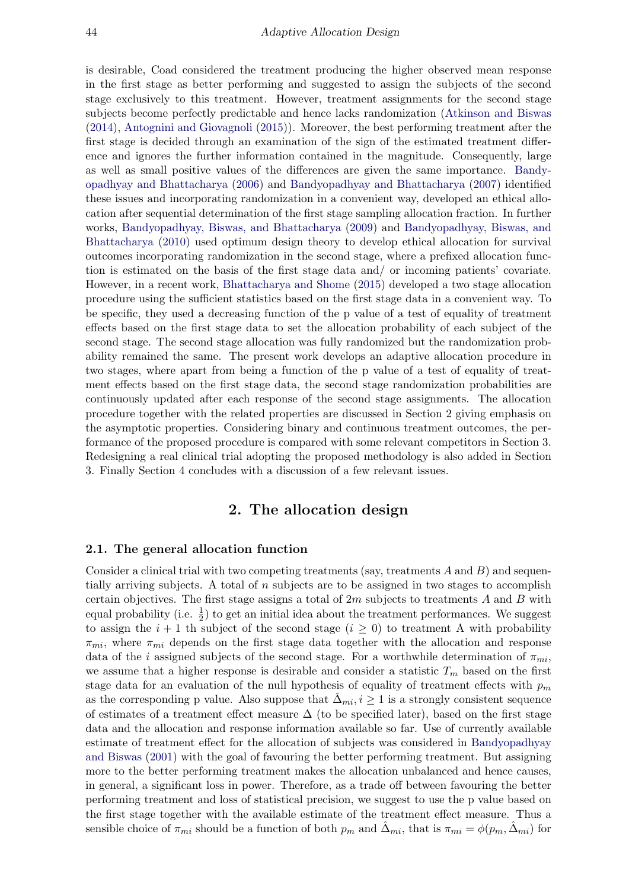is desirable, Coad considered the treatment producing the higher observed mean response in the first stage as better performing and suggested to assign the subjects of the second stage exclusively to this treatment. However, treatment assignments for the second stage subjects become perfectly predictable and hence lacks randomization (Atkinson and Biswas (2014), Antognini and Giovagnoli (2015)). Moreover, the best performing treatment after the first stage is decided through an examination of the sign of the estimated treatment difference and ignores the further information contained in the magnitude. Consequently, large as well as small positive values of the differences are given the same importance. Bandyopadhyay and Bhattacharya (2006) and Bandyopadhyay and Bhattacharya (2007) identified these issues and incorporating randomization in a convenient way, developed an ethical allocation after sequential determination of the first stage sampling allocation fraction. In further works, Bandyopadhyay, Biswas, and Bhattacharya (2009) and Bandyopadhyay, Biswas, and Bhattacharya (2010) used optimum design theory to develop ethical allocation for survival outcomes incorporating randomization in the second stage, where a prefixed allocation function is estimated on the basis of the first stage data and/ or incoming patients' covariate. However, in a recent work, Bhattacharya and Shome (2015) developed a two stage allocation procedure using the sufficient statistics based on the first stage data in a convenient way. To be specific, they used a decreasing function of the p value of a test of equality of treatment effects based on the first stage data to set the allocation probability of each subject of the second stage. The second stage allocation was fully randomized but the randomization probability remained the same. The present work develops an adaptive allocation procedure in two stages, where apart from being a function of the p value of a test of equality of treatment effects based on the first stage data, the second stage randomization probabilities are continuously updated after each response of the second stage assignments. The allocation procedure together with the related properties are discussed in Section 2 giving emphasis on the asymptotic properties. Considering binary and continuous treatment outcomes, the performance of the proposed procedure is compared with some relevant competitors in Section 3. Redesigning a real clinical trial adopting the proposed methodology is also added in Section 3. Finally Section 4 concludes with a discussion of a few relevant issues.

## 2. The allocation design

### 2.1. The general allocation function

Consider a clinical trial with two competing treatments (say, treatments $A$ and $B$) and sequentially arriving subjects. A total of $n$ subjects are to be assigned in two stages to accomplish certain objectives. The first stage assigns a total of $2m$ subjects to treatments $A$ and $B$ with equal probability (i.e. $\frac{1}{2}$) to get an initial idea about the treatment performances. We suggest to assign the $i+1$ th subject of the second stage ($i \geq 0$) to treatment A with probability $\pi_{mi}$, where $\pi_{mi}$ depends on the first stage data together with the allocation and response data of the $i$ assigned subjects of the second stage. For a worthwhile determination of $\pi_{mi}$, we assume that a higher response is desirable and consider a statistic $T_m$ based on the first stage data for an evaluation of the null hypothesis of equality of treatment effects with $p_m$ as the corresponding p value. Also suppose that $\hat{\Delta}_{mi}, i \geq 1$ is a strongly consistent sequence of estimates of a treatment effect measure $\Delta$ (to be specified later), based on the first stage data and the allocation and response information available so far. Use of currently available estimate of treatment effect for the allocation of subjects was considered in Bandyopadhyay and Biswas (2001) with the goal of favouring the better performing treatment. But assigning more to the better performing treatment makes the allocation unbalanced and hence causes, in general, a significant loss in power. Therefore, as a trade off between favouring the better performing treatment and loss of statistical precision, we suggest to use the p value based on the first stage together with the available estimate of the treatment effect measure. Thus a sensible choice of $\pi_{mi}$ should be a function of both $p_m$ and $\hat{\Delta}_{mi}$, that is $\pi_{mi} = \phi(p_m, \hat{\Delta}_{mi})$ for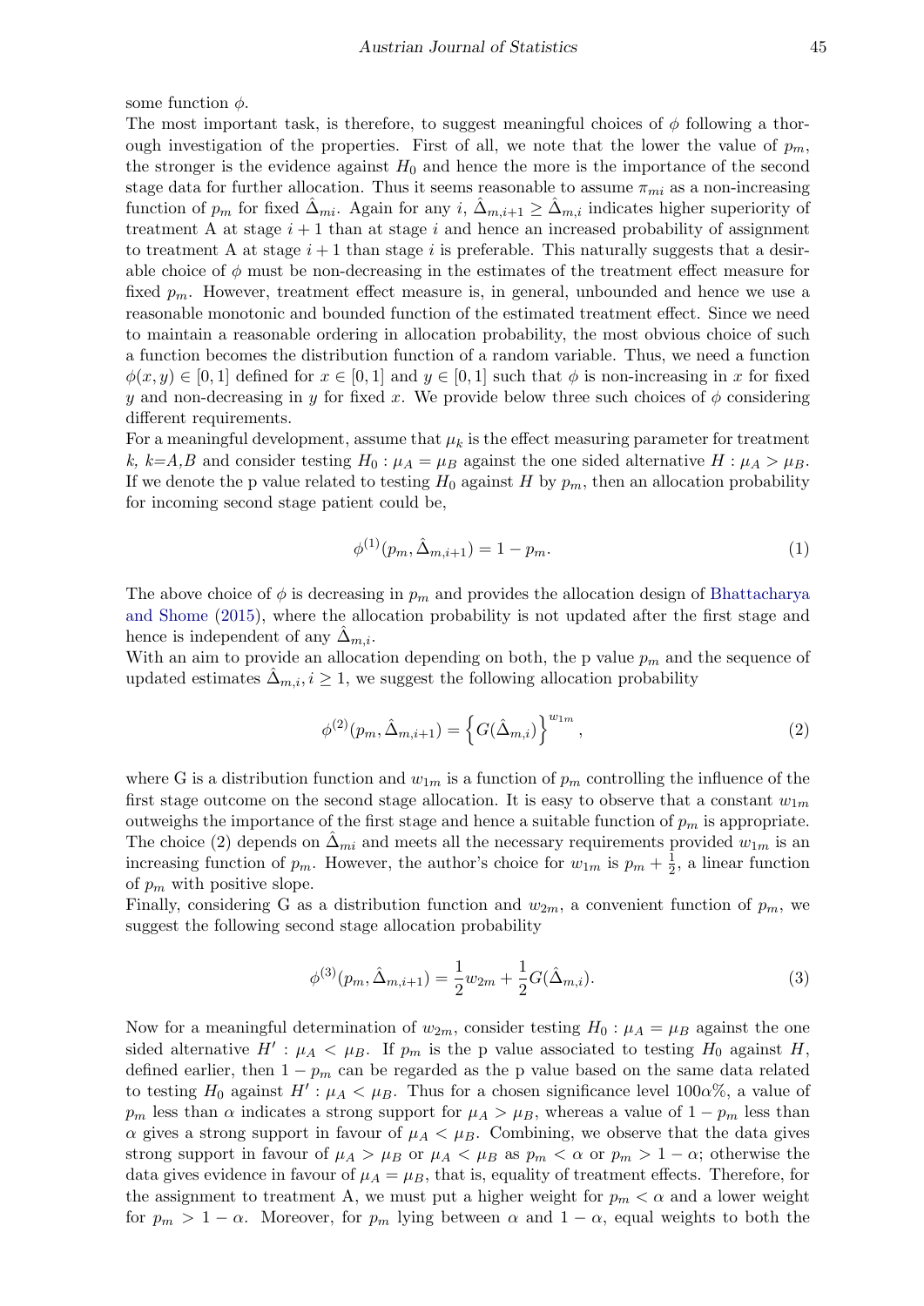some function $\phi$.

The most important task, is therefore, to suggest meaningful choices of $\phi$ following a thorough investigation of the properties. First of all, we note that the lower the value of $p_m$, the stronger is the evidence against $H_0$ and hence the more is the importance of the second stage data for further allocation. Thus it seems reasonable to assume $\pi_{mi}$ as a non-increasing function of $p_m$ for fixed $\hat{\Delta}_{mi}$. Again for any $i$, $\hat{\Delta}_{m,i+1} \geq \hat{\Delta}_{m,i}$ indicates higher superiority of treatment A at stage $i+1$ than at stage $i$ and hence an increased probability of assignment to treatment A at stage $i+1$ than stage $i$ is preferable. This naturally suggests that a desirable choice of $\phi$ must be non-decreasing in the estimates of the treatment effect measure for fixed $p_m$. However, treatment effect measure is, in general, unbounded and hence we use a reasonable monotonic and bounded function of the estimated treatment effect. Since we need to maintain a reasonable ordering in allocation probability, the most obvious choice of such a function becomes the distribution function of a random variable. Thus, we need a function $\phi(x, y) \in [0, 1]$ defined for $x \in [0, 1]$ and $y \in [0, 1]$ such that $\phi$ is non-increasing in $x$ for fixed $y$ and non-decreasing in $y$ for fixed $x$. We provide below three such choices of $\phi$ considering different requirements.

For a meaningful development, assume that $\mu_k$ is the effect measuring parameter for treatment $k$, $k$=$A$,$B$ and consider testing $H_0 : \mu_A = \mu_B$ against the one sided alternative $H : \mu_A > \mu_B$. If we denote the p value related to testing $H_0$ against $H$ by $p_m$, then an allocation probability for incoming second stage patient could be,

$$\phi^{(1)}(p_m, \hat{\Delta}_{m,i+1}) = 1 - p_m. \tag{1}$$

The above choice of $\phi$ is decreasing in $p_m$ and provides the allocation design of Bhattacharya and Shome (2015), where the allocation probability is not updated after the first stage and hence is independent of any $\hat{\Delta}_{m,i}$.

With an aim to provide an allocation depending on both, the p value $p_m$ and the sequence of updated estimates $\hat{\Delta}_{m,i}, i \geq 1$, we suggest the following allocation probability

$$\phi^{(2)}(p_m, \hat{\Delta}_{m,i+1}) = \left\{ G(\hat{\Delta}_{m,i}) \right\}^{w_{1m}}, \tag{2}$$

where G is a distribution function and $w_{1m}$ is a function of $p_m$ controlling the influence of the first stage outcome on the second stage allocation. It is easy to observe that a constant $w_{1m}$ outweighs the importance of the first stage and hence a suitable function of $p_m$ is appropriate. The choice (2) depends on $\hat{\Delta}_{mi}$ and meets all the necessary requirements provided $w_{1m}$ is an increasing function of $p_m$. However, the author's choice for $w_{1m}$ is $p_m + \frac{1}{2}$, a linear function of $p_m$ with positive slope.

Finally, considering G as a distribution function and $w_{2m}$, a convenient function of $p_m$, we suggest the following second stage allocation probability

$$\phi^{(3)}(p_m, \hat{\Delta}_{m,i+1}) = \frac{1}{2} w_{2m} + \frac{1}{2} G(\hat{\Delta}_{m,i}). \tag{3}$$

Now for a meaningful determination of $w_{2m}$, consider testing $H_0 : \mu_A = \mu_B$ against the one sided alternative $H' : \mu_A < \mu_B$. If $p_m$ is the p value associated to testing $H_0$ against $H$, defined earlier, then $1 - p_m$ can be regarded as the p value based on the same data related to testing $H_0$ against $H' : \mu_A < \mu_B$. Thus for a chosen significance level $100\alpha\%$, a value of $p_m$ less than $\alpha$ indicates a strong support for $\mu_A > \mu_B$, whereas a value of $1 - p_m$ less than $\alpha$ gives a strong support in favour of $\mu_A < \mu_B$. Combining, we observe that the data gives strong support in favour of $\mu_A > \mu_B$ or $\mu_A < \mu_B$ as $p_m < \alpha$ or $p_m > 1 - \alpha$; otherwise the data gives evidence in favour of $\mu_A = \mu_B$, that is, equality of treatment effects. Therefore, for the assignment to treatment A, we must put a higher weight for $p_m < \alpha$ and a lower weight for $p_m > 1 - \alpha$. Moreover, for $p_m$ lying between $\alpha$ and $1 - \alpha$, equal weights to both the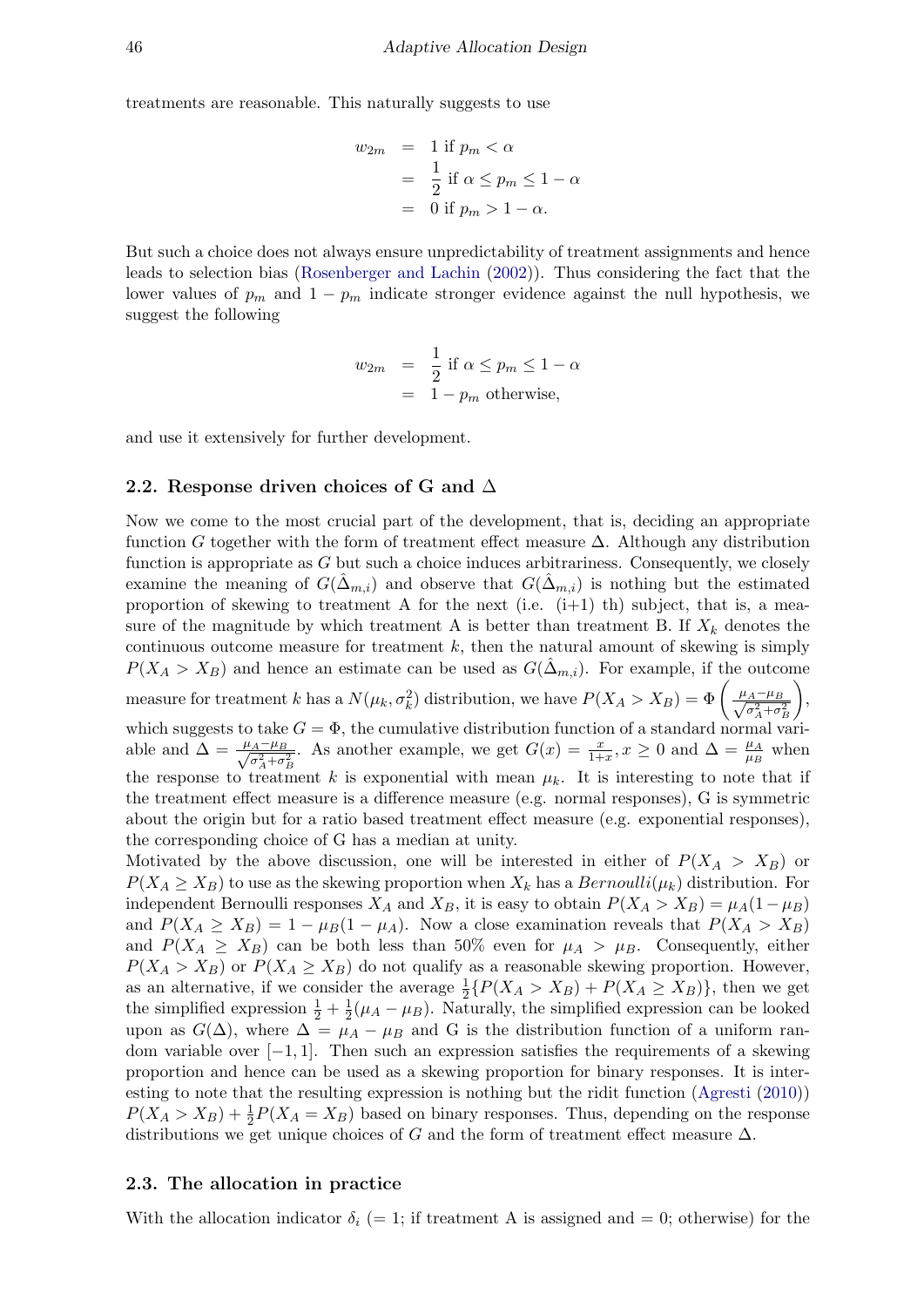treatments are reasonable. This naturally suggests to use

$$
\begin{aligned}
w_{2m} &= 1 \text{ if } p_m < \alpha \\
&= \frac{1}{2} \text{ if } \alpha \le p_m \le 1-\alpha \\
&= 0 \text{ if } p_m > 1-\alpha.
\end{aligned}
$$

But such a choice does not always ensure unpredictability of treatment assignments and hence leads to selection bias (Rosenberger and Lachin (2002)). Thus considering the fact that the lower values of $p_m$ and $1 - p_m$ indicate stronger evidence against the null hypothesis, we suggest the following

$$
\begin{aligned}
w_{2m} &= \frac{1}{2} \text{ if } \alpha \le p_m \le 1-\alpha \\
&= 1 - p_m \text{ otherwise,}
\end{aligned}
$$

and use it extensively for further development.

## 2.2. Response driven choices of G and $\Delta$

Now we come to the most crucial part of the development, that is, deciding an appropriate function $G$ together with the form of treatment effect measure $\Delta$. Although any distribution function is appropriate as $G$ but such a choice induces arbitrariness. Consequently, we closely examine the meaning of $G(\hat{\Delta}_{m,i})$ and observe that $G(\hat{\Delta}_{m,i})$ is nothing but the estimated proportion of skewing to treatment A for the next (i.e. (i+1) th) subject, that is, a measure of the magnitude by which treatment A is better than treatment B. If $X_k$ denotes the continuous outcome measure for treatment $k$, then the natural amount of skewing is simply $P(X_A > X_B)$ and hence an estimate can be used as $G(\hat{\Delta}_{m,i})$. For example, if the outcome measure for treatment $k$ has a $N(\mu_k, \sigma_k^2)$ distribution, we have $P(X_A > X_B) = \Phi\left(\frac{\mu_A - \mu_B}{\sqrt{\sigma_A^2 + \sigma_B^2}}\right)$, which suggests to take $G = \Phi$, the cumulative distribution function of a standard normal variable and $\Delta = \frac{\mu_A - \mu_B}{\sqrt{\sigma_A^2 + \sigma_B^2}}$. As another example, we get $G(x) = \frac{x}{1+x}, x \ge 0$ and $\Delta = \frac{\mu_A}{\mu_B}$ when the response to treatment $k$ is exponential with mean $\mu_k$. It is interesting to note that if the treatment effect measure is a difference measure (e.g. normal responses), G is symmetric about the origin but for a ratio based treatment effect measure (e.g. exponential responses), the corresponding choice of G has a median at unity.

Motivated by the above discussion, one will be interested in either of $P(X_A > X_B)$ or $P(X_A \ge X_B)$ to use as the skewing proportion when $X_k$ has a $Bernoulli(\mu_k)$ distribution. For independent Bernoulli responses $X_A$ and $X_B$, it is easy to obtain $P(X_A > X_B) = \mu_A(1 - \mu_B)$ and $P(X_A \ge X_B) = 1 - \mu_B(1 - \mu_A)$. Now a close examination reveals that $P(X_A > X_B)$ and $P(X_A \ge X_B)$ can be both less than 50% even for $\mu_A > \mu_B$. Consequently, either $P(X_A > X_B)$ or $P(X_A \ge X_B)$ do not qualify as a reasonable skewing proportion. However, as an alternative, if we consider the average $\frac{1}{2}\{P(X_A > X_B) + P(X_A \ge X_B)\}$, then we get the simplified expression $\frac{1}{2} + \frac{1}{2}(\mu_A - \mu_B)$. Naturally, the simplified expression can be looked upon as $G(\Delta)$, where $\Delta = \mu_A - \mu_B$ and G is the distribution function of a uniform random variable over $[-1, 1]$. Then such an expression satisfies the requirements of a skewing proportion and hence can be used as a skewing proportion for binary responses. It is interesting to note that the resulting expression is nothing but the ridit function (Agresti (2010)) $P(X_A > X_B) + \frac{1}{2}P(X_A = X_B)$ based on binary responses. Thus, depending on the response distributions we get unique choices of $G$ and the form of treatment effect measure $\Delta$.

## 2.3. The allocation in practice

With the allocation indicator $\delta_i$ (= 1; if treatment A is assigned and = 0; otherwise) for the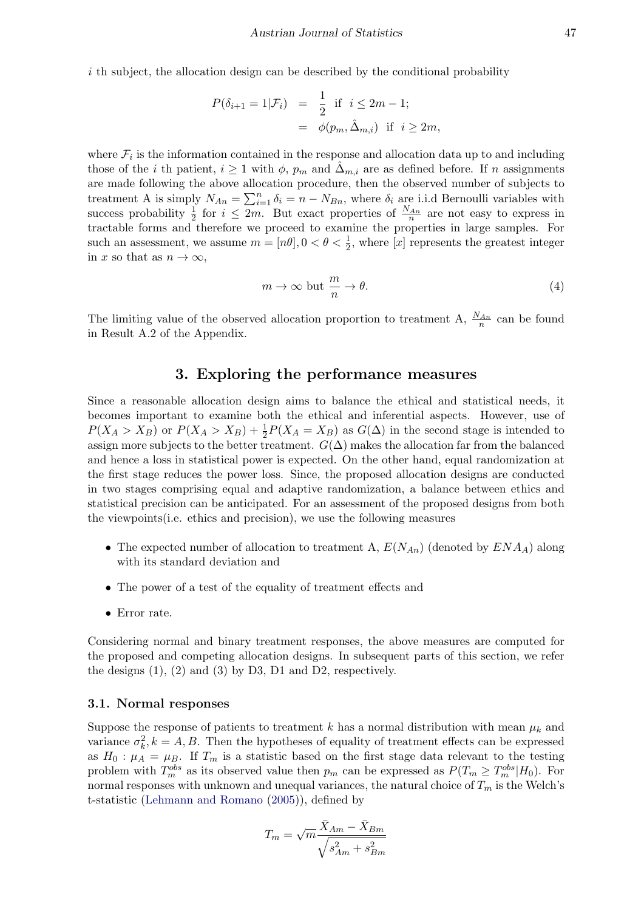$i$ th subject, the allocation design can be described by the conditional probability

$$
\begin{aligned}
P(\delta_{i+1} = 1|\mathcal{F}_i) &= \frac{1}{2} \text{ if } i \leq 2m-1; \\
&= \phi(p_m, \hat{\Delta}_{m,i}) \text{ if } i \geq 2m,
\end{aligned}
$$

where $\mathcal{F}_i$ is the information contained in the response and allocation data up to and including those of the $i$ th patient, $i \geq 1$ with $\phi$, $p_m$ and $\hat{\Delta}_{m,i}$ are as defined before. If $n$ assignments are made following the above allocation procedure, then the observed number of subjects to treatment A is simply $N_{An} = \sum_{i=1}^{n} \delta_i = n - N_{Bn}$, where $\delta_i$ are i.i.d Bernoulli variables with success probability $\frac{1}{2}$ for $i \leq 2m$. But exact properties of $\frac{N_{An}}{n}$ are not easy to express in tractable forms and therefore we proceed to examine the properties in large samples. For such an assessment, we assume $m = [n\theta], 0 < \theta < \frac{1}{2}$, where $[x]$ represents the greatest integer in $x$ so that as $n \to \infty$,

$$
m \to \infty \text{ but } \frac{m}{n} \to \theta. \tag{4}
$$

The limiting value of the observed allocation proportion to treatment A, $\frac{N_{An}}{n}$ can be found in Result A.2 of the Appendix.

## 3. Exploring the performance measures

Since a reasonable allocation design aims to balance the ethical and statistical needs, it becomes important to examine both the ethical and inferential aspects. However, use of $P(X_A > X_B)$ or $P(X_A > X_B) + \frac{1}{2}P(X_A = X_B)$ as $G(\Delta)$ in the second stage is intended to assign more subjects to the better treatment. $G(\Delta)$ makes the allocation far from the balanced and hence a loss in statistical power is expected. On the other hand, equal randomization at the first stage reduces the power loss. Since, the proposed allocation designs are conducted in two stages comprising equal and adaptive randomization, a balance between ethics and statistical precision can be anticipated. For an assessment of the proposed designs from both the viewpoints(i.e. ethics and precision), we use the following measures

- The expected number of allocation to treatment A, $E(N_{An})$ (denoted by $ENA_A$) along with its standard deviation and
- The power of a test of the equality of treatment effects and
- Error rate.

Considering normal and binary treatment responses, the above measures are computed for the proposed and competing allocation designs. In subsequent parts of this section, we refer the designs (1), (2) and (3) by D3, D1 and D2, respectively.

### 3.1. Normal responses

Suppose the response of patients to treatment $k$ has a normal distribution with mean $\mu_k$ and variance $\sigma_k^2, k = A, B$. Then the hypotheses of equality of treatment effects can be expressed as $H_0 : \mu_A = \mu_B$. If $T_m$ is a statistic based on the first stage data relevant to the testing problem with $T_m^{obs}$ as its observed value then $p_m$ can be expressed as $P(T_m \geq T_m^{obs}|H_0)$. For normal responses with unknown and unequal variances, the natural choice of $T_m$ is the Welch's t-statistic (Lehmann and Romano (2005)), defined by

$$
T_m = \sqrt{m}\frac{\bar{X}_{Am} - \bar{X}_{Bm}}{\sqrt{s_{Am}^2 + s_{Bm}^2}}
$$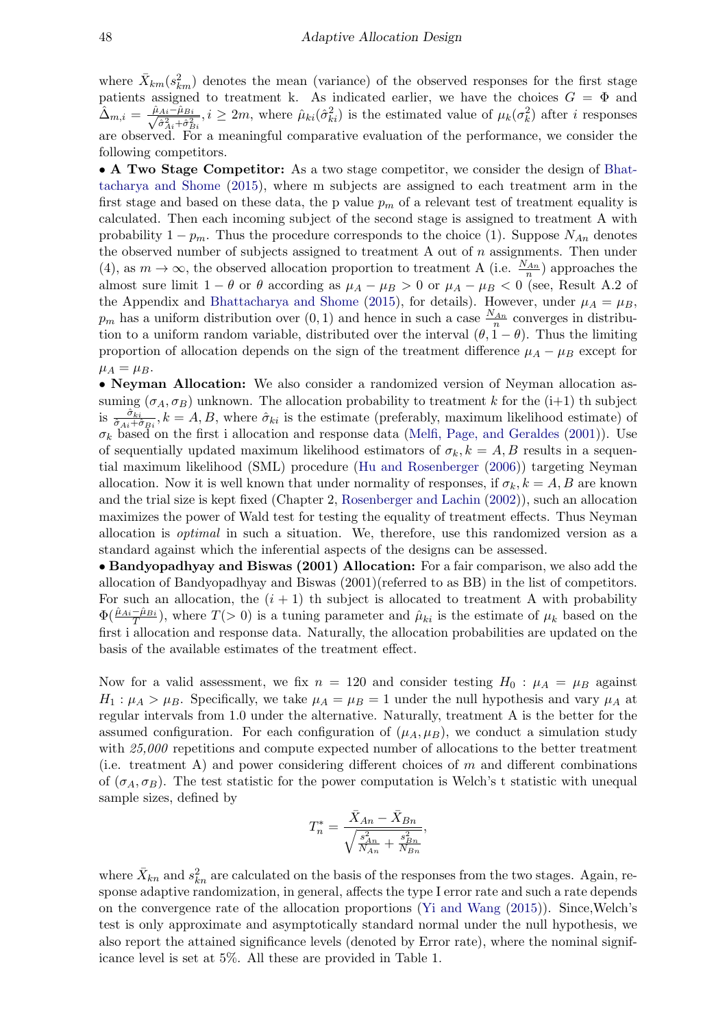where $\bar{X}_{km}(s^2_{km})$ denotes the mean (variance) of the observed responses for the first stage patients assigned to treatment k. As indicated earlier, we have the choices $G = \Phi$ and $\hat{\Delta}_{m,i} = \frac{\hat{\mu}_{Ai} - \hat{\mu}_{Bi}}{\sqrt{\hat{\sigma}^2_{Ai} + \hat{\sigma}^2_{Bi}}}, i \geq 2m$, where $\hat{\mu}_{ki}(\hat{\sigma}^2_{ki})$ is the estimated value of $\mu_k(\sigma^2_k)$ after $i$ responses are observed. For a meaningful comparative evaluation of the performance, we consider the following competitors.

- **A Two Stage Competitor:** As a two stage competitor, we consider the design of Bhattacharya and Shome (2015), where m subjects are assigned to each treatment arm in the first stage and based on these data, the p value $p_m$ of a relevant test of treatment equality is calculated. Then each incoming subject of the second stage is assigned to treatment A with probability $1 - p_m$. Thus the procedure corresponds to the choice (1). Suppose $N_{An}$ denotes the observed number of subjects assigned to treatment A out of $n$ assignments. Then under (4), as $m \to \infty$, the observed allocation proportion to treatment A (i.e. $\frac{N_{An}}{n}$) approaches the almost sure limit $1 - \theta$ or $\theta$ according as $\mu_A - \mu_B > 0$ or $\mu_A - \mu_B < 0$ (see, Result A.2 of the Appendix and Bhattacharya and Shome (2015), for details). However, under $\mu_A = \mu_B$, $p_m$ has a uniform distribution over $(0, 1)$ and hence in such a case $\frac{N_{An}}{n}$ converges in distribution to a uniform random variable, distributed over the interval $(\theta, 1 - \theta)$. Thus the limiting proportion of allocation depends on the sign of the treatment difference $\mu_A - \mu_B$ except for $\mu_A = \mu_B$.
- **Neyman Allocation:** We also consider a randomized version of Neyman allocation assuming $(\sigma_A, \sigma_B)$ unknown. The allocation probability to treatment $k$ for the (i+1) th subject is $\frac{\hat{\sigma}_{ki}}{\hat{\sigma}_{Ai} + \hat{\sigma}_{Bi}}, k = A, B$, where $\hat{\sigma}_{ki}$ is the estimate (preferably, maximum likelihood estimate) of $\sigma_k$ based on the first i allocation and response data (Melfi, Page, and Geraldes (2001)). Use of sequentially updated maximum likelihood estimators of $\sigma_k, k = A, B$ result in a sequential maximum likelihood (SML) procedure (Hu and Rosenberger (2006)) targeting Neyman allocation. Now it is well known that under normality of responses, if $\sigma_k, k = A, B$ are known and the trial size is kept fixed (Chapter 2, Rosenberger and Lachin (2002)), such an allocation maximizes the power of Wald test for testing the equality of treatment effects. Thus Neyman allocation is *optimal* in such a situation. We, therefore, use this randomized version as a standard against which the inferential aspects of the designs can be assessed.
- **Bandyopadhyay and Biswas (2001) Allocation:** For a fair comparison, we also add the allocation of Bandyopadhyay and Biswas (2001)(referred to as BB) in the list of competitors. For such an allocation, the $(i + 1)$ th subject is allocated to treatment A with probability $\Phi(\frac{\hat{\mu}_{Ai} - \hat{\mu}_{Bi}}{T})$, where $T(> 0)$ is a tuning parameter and $\hat{\mu}_{ki}$ is the estimate of $\mu_k$ based on the first i allocation and response data. Naturally, the allocation probabilities are updated on the basis of the available estimates of the treatment effect.

Now for a valid assessment, we fix $n = 120$ and consider testing $H_0 : \mu_A = \mu_B$ against $H_1 : \mu_A > \mu_B$. Specifically, we take $\mu_A = \mu_B = 1$ under the null hypothesis and vary $\mu_A$ at regular intervals from 1.0 under the alternative. Naturally, treatment A is the better for the assumed configuration. For each configuration of $(\mu_A, \mu_B)$, we conduct a simulation study with *25,000* repetitions and compute expected number of allocations to the better treatment (i.e. treatment A) and power considering different choices of $m$ and different combinations of $(\sigma_A, \sigma_B)$. The test statistic for the power computation is Welch's t statistic with unequal sample sizes, defined by

$$T^*_n = \frac{\bar{X}_{An} - \bar{X}_{Bn}}{\sqrt{\frac{s^2_{An}}{N_{An}} + \frac{s^2_{Bn}}{N_{Bn}}}},$$

where $\bar{X}_{kn}$ and $s^2_{kn}$ are calculated on the basis of the responses from the two stages. Again, response adaptive randomization, in general, affects the type I error rate and such a rate depends on the convergence rate of the allocation proportions (Yi and Wang (2015)). Since,Welch's test is only approximate and asymptotically standard normal under the null hypothesis, we also report the attained significance levels (denoted by Error rate), where the nominal significance level is set at 5%. All these are provided in Table 1.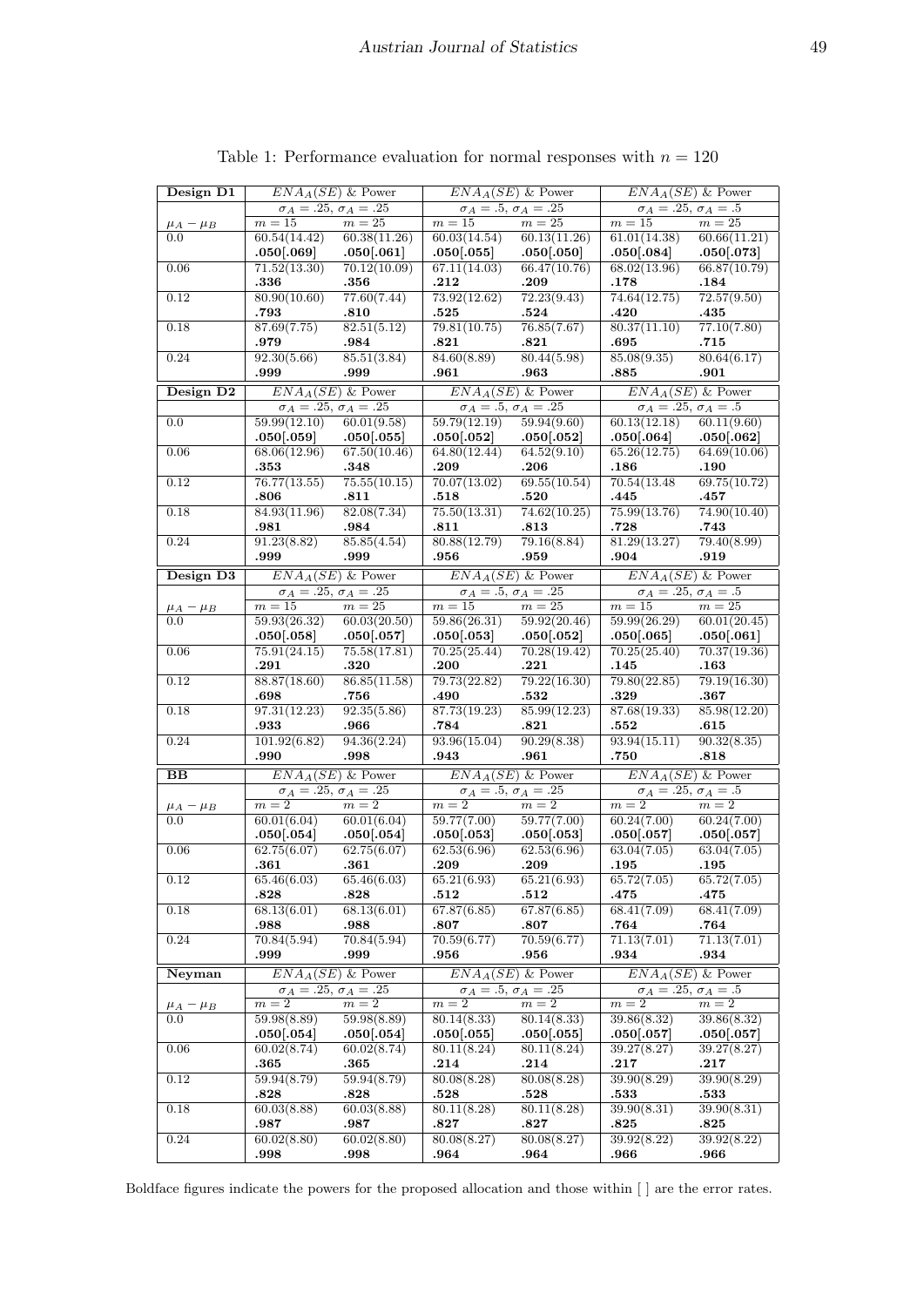Table 1: Performance evaluation for normal responses with $n = 120$

| **Design D1** | $ENA_A(SE)$ & Power | | $ENA_A(SE)$ & Power | | $ENA_A(SE)$ & Power | |
|---|---|---|---|---|---|---|
| | $\sigma_A = .25$, $\sigma_A = .25$ | | $\sigma_A = .5$, $\sigma_A = .25$ | | $\sigma_A = .25$, $\sigma_A = .5$ | |
| $\mu_A - \mu_B$ | $m = 15$ | $m = 25$ | $m = 15$ | $m = 25$ | $m = 15$ | $m = 25$ |
| 0.0 | 60.54(14.42) | 60.38(11.26) | 60.03(14.54) | 60.13(11.26) | 61.01(14.38) | 60.66(11.21) |
| | **.050**[.069] | **.050**[.061] | **.050**[.055] | **.050**[.050] | **.050**[.084] | **.050**[.073] |
| 0.06 | 71.52(13.30) | 70.12(10.09) | 67.11(14.03) | 66.47(10.76) | 68.02(13.96) | 66.87(10.79) |
| | **.336** | **.356** | **.212** | **.209** | **.178** | **.184** |
| 0.12 | 80.90(10.60) | 77.60(7.44) | 73.92(12.62) | 72.23(9.43) | 74.64(12.75) | 72.57(9.50) |
| | **.793** | **.810** | **.525** | **.524** | **.420** | **.435** |
| 0.18 | 87.69(7.75) | 82.51(5.12) | 79.81(10.75) | 76.85(7.67) | 80.37(11.10) | 77.10(7.80) |
| | **.979** | **.984** | **.821** | **.821** | **.695** | **.715** |
| 0.24 | 92.30(5.66) | 85.51(3.84) | 84.60(8.89) | 80.44(5.98) | 85.08(9.35) | 80.64(6.17) |
| | **.999** | **.999** | **.961** | **.963** | **.885** | **.901** |
| **Design D2** | $ENA_A(SE)$ & Power | | $ENA_A(SE)$ & Power | | $ENA_A(SE)$ & Power | |
| | $\sigma_A = .25$, $\sigma_A = .25$ | | $\sigma_A = .5$, $\sigma_A = .25$ | | $\sigma_A = .25$, $\sigma_A = .5$ | |
| 0.0 | 59.99(12.10) | 60.01(9.58) | 59.79(12.19) | 59.94(9.60) | 60.13(12.18) | 60.11(9.60) |
| | **.050**[.059] | **.050**[.055] | **.050**[.052] | **.050**[.052] | **.050**[.064] | **.050**[.062] |
| 0.06 | 68.06(12.96) | 67.50(10.46) | 64.80(12.44) | 64.52(9.10) | 65.26(12.75) | 64.69(10.06) |
| | **.353** | **.348** | **.209** | **.206** | **.186** | **.190** |
| 0.12 | 76.77(13.55) | 75.55(10.15) | 70.07(13.02) | 69.55(10.54) | 70.54(13.48 | 69.75(10.72) |
| | **.806** | **.811** | **.518** | **.520** | **.445** | **.457** |
| 0.18 | 84.93(11.96) | 82.08(7.34) | 75.50(13.31) | 74.62(10.25) | 75.99(13.76) | 74.90(10.40) |
| | **.981** | **.984** | **.811** | **.813** | **.728** | **.743** |
| 0.24 | 91.23(8.82) | 85.85(4.54) | 80.88(12.79) | 79.16(8.84) | 81.29(13.27) | 79.40(8.99) |
| | **.999** | **.999** | **.956** | **.959** | **.904** | **.919** |
| **Design D3** | $ENA_A(SE)$ & Power | | $ENA_A(SE)$ & Power | | $ENA_A(SE)$ & Power | |
| | $\sigma_A = .25$, $\sigma_A = .25$ | | $\sigma_A = .5$, $\sigma_A = .25$ | | $\sigma_A = .25$, $\sigma_A = .5$ | |
| $\mu_A - \mu_B$ | $m = 15$ | $m = 25$ | $m = 15$ | $m = 25$ | $m = 15$ | $m = 25$ |
| 0.0 | 59.93(26.32) | 60.03(20.50) | 59.86(26.31) | 59.92(20.46) | 59.99(26.29) | 60.01(20.45) |
| | **.050**[.058] | **.050**[.057] | **.050**[.053] | **.050**[.052] | **.050**[.065] | **.050**[.061] |
| 0.06 | 75.91(24.15) | 75.58(17.81) | 70.25(25.44) | 70.28(19.42) | 70.25(25.40) | 70.37(19.36) |
| | **.291** | **.320** | **.200** | **.221** | **.145** | **.163** |
| 0.12 | 88.87(18.60) | 86.85(11.58) | 79.73(22.82) | 79.22(16.30) | 79.80(22.85) | 79.19(16.30) |
| | **.698** | **.756** | **.490** | **.532** | **.329** | **.367** |
| 0.18 | 97.31(12.23) | 92.35(5.86) | 87.73(19.23) | 85.99(12.23) | 87.68(19.33) | 85.98(12.20) |
| | **.933** | **.966** | **.784** | **.821** | **.552** | **.615** |
| 0.24 | 101.92(6.82) | 94.36(2.24) | 93.96(15.04) | 90.29(8.38) | 93.94(15.11) | 90.32(8.35) |
| | **.990** | **.998** | **.943** | **.961** | **.750** | **.818** |
| **BB** | $ENA_A(SE)$ & Power | | $ENA_A(SE)$ & Power | | $ENA_A(SE)$ & Power | |
| | $\sigma_A = .25$, $\sigma_A = .25$ | | $\sigma_A = .5$, $\sigma_A = .25$ | | $\sigma_A = .25$, $\sigma_A = .5$ | |
| $\mu_A - \mu_B$ | $m = 2$ | $m = 2$ | $m = 2$ | $m = 2$ | $m = 2$ | $m = 2$ |
| 0.0 | 60.01(6.04) | 60.01(6.04) | 59.77(7.00) | 59.77(7.00) | 60.24(7.00) | 60.24(7.00) |
| | **.050**[.054] | **.050**[.054] | **.050**[.053] | **.050**[.053] | **.050**[.057] | **.050**[.057] |
| 0.06 | 62.75(6.07) | 62.75(6.07) | 62.53(6.96) | 62.53(6.96) | 63.04(7.05) | 63.04(7.05) |
| | **.361** | **.361** | **.209** | **.209** | **.195** | **.195** |
| 0.12 | 65.46(6.03) | 65.46(6.03) | 65.21(6.93) | 65.21(6.93) | 65.72(7.05) | 65.72(7.05) |
| | **.828** | **.828** | **.512** | **.512** | **.475** | **.475** |
| 0.18 | 68.13(6.01) | 68.13(6.01) | 67.87(6.85) | 67.87(6.85) | 68.41(7.09) | 68.41(7.09) |
| | **.988** | **.988** | **.807** | **.807** | **.764** | **.764** |
| 0.24 | 70.84(5.94) | 70.84(5.94) | 70.59(6.77) | 70.59(6.77) | 71.13(7.01) | 71.13(7.01) |
| | **.999** | **.999** | **.956** | **.956** | **.934** | **.934** |
| **Neyman** | $ENA_A(SE)$ & Power | | $ENA_A(SE)$ & Power | | $ENA_A(SE)$ & Power | |
| | $\sigma_A = .25$, $\sigma_A = .25$ | | $\sigma_A = .5$, $\sigma_A = .25$ | | $\sigma_A = .25$, $\sigma_A = .5$ | |
| $\mu_A - \mu_B$ | $m = 2$ | $m = 2$ | $m = 2$ | $m = 2$ | $m = 2$ | $m = 2$ |
| 0.0 | 59.98(8.89) | 59.98(8.89) | 80.14(8.33) | 80.14(8.33) | 39.86(8.32) | 39.86(8.32) |
| | **.050**[.054] | **.050**[.054] | **.050**[.055] | **.050**[.055] | **.050**[.057] | **.050**[.057] |
| 0.06 | 60.02(8.74) | 60.02(8.74) | 80.11(8.24) | 80.11(8.24) | 39.27(8.27) | 39.27(8.27) |
| | **.365** | **.365** | **.214** | **.214** | **.217** | **.217** |
| 0.12 | 59.94(8.79) | 59.94(8.79) | 80.08(8.28) | 80.08(8.28) | 39.90(8.29) | 39.90(8.29) |
| | **.828** | **.828** | **.528** | **.528** | **.533** | **.533** |
| 0.18 | 60.03(8.88) | 60.03(8.88) | 80.11(8.28) | 80.11(8.28) | 39.90(8.31) | 39.90(8.31) |
| | **.987** | **.987** | **.827** | **.827** | **.825** | **.825** |
| 0.24 | 60.02(8.80) | 60.02(8.80) | 80.08(8.27) | 80.08(8.27) | 39.92(8.22) | 39.92(8.22) |
| | **.998** | **.998** | **.964** | **.964** | **.966** | **.966** |

Boldface figures indicate the powers for the proposed allocation and those within [ ] are the error rates.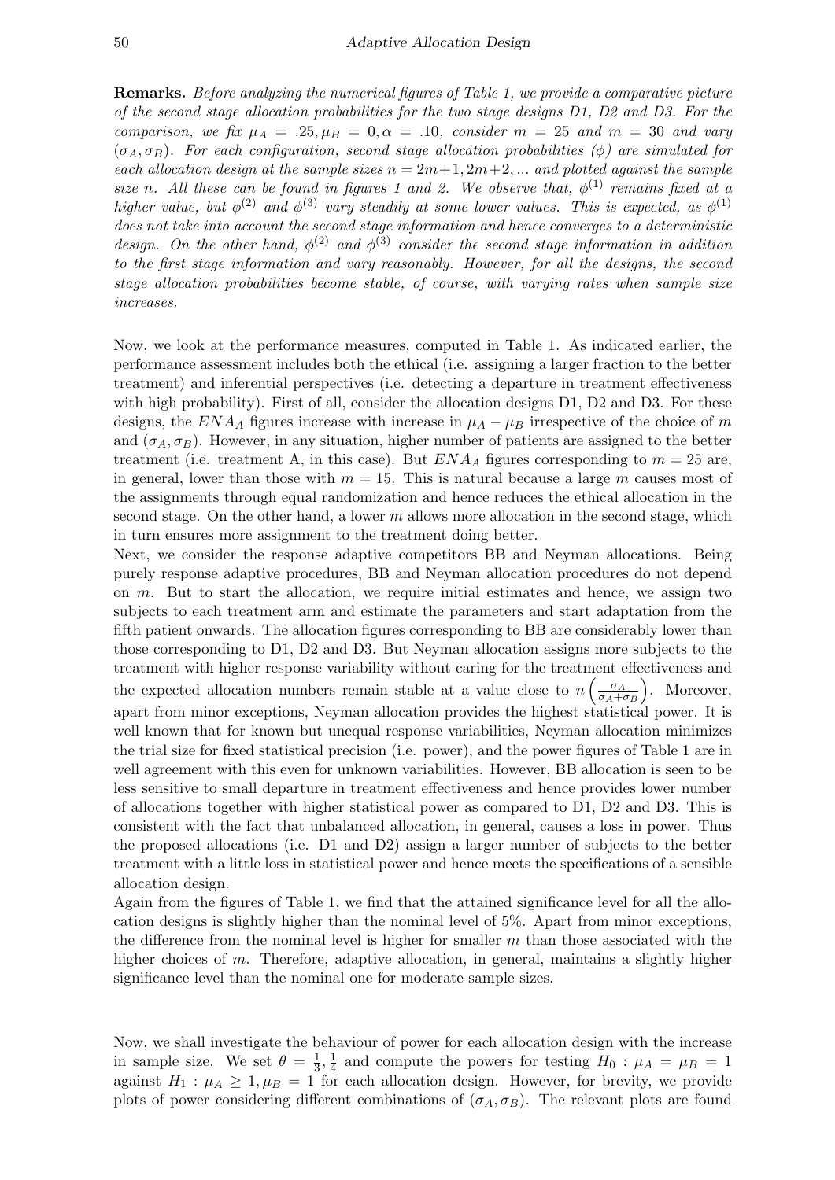**Remarks.** *Before analyzing the numerical figures of Table 1, we provide a comparative picture of the second stage allocation probabilities for the two stage designs D1, D2 and D3. For the comparison, we fix $\mu_A = .25, \mu_B = 0, \alpha = .10$, consider $m = 25$ and $m = 30$ and vary $(\sigma_A, \sigma_B)$. For each configuration, second stage allocation probabilities ($\phi$) are simulated for each allocation design at the sample sizes $n = 2m+1, 2m+2, ...$ and plotted against the sample size $n$. All these can be found in figures 1 and 2. We observe that, $\phi^{(1)}$ remains fixed at a higher value, but $\phi^{(2)}$ and $\phi^{(3)}$ vary steadily at some lower values. This is expected, as $\phi^{(1)}$ does not take into account the second stage information and hence converges to a deterministic design. On the other hand, $\phi^{(2)}$ and $\phi^{(3)}$ consider the second stage information in addition to the first stage information and vary reasonably. However, for all the designs, the second stage allocation probabilities become stable, of course, with varying rates when sample size increases.*

Now, we look at the performance measures, computed in Table 1. As indicated earlier, the performance assessment includes both the ethical (i.e. assigning a larger fraction to the better treatment) and inferential perspectives (i.e. detecting a departure in treatment effectiveness with high probability). First of all, consider the allocation designs D1, D2 and D3. For these designs, the $ENA_A$ figures increase with increase in $\mu_A - \mu_B$ irrespective of the choice of $m$ and $(\sigma_A, \sigma_B)$. However, in any situation, higher number of patients are assigned to the better treatment (i.e. treatment A, in this case). But $ENA_A$ figures corresponding to $m = 25$ are, in general, lower than those with $m = 15$. This is natural because a large $m$ causes most of the assignments through equal randomization and hence reduces the ethical allocation in the second stage. On the other hand, a lower $m$ allows more allocation in the second stage, which in turn ensures more assignment to the treatment doing better.

Next, we consider the response adaptive competitors BB and Neyman allocations. Being purely response adaptive procedures, BB and Neyman allocation procedures do not depend on $m$. But to start the allocation, we require initial estimates and hence, we assign two subjects to each treatment arm and estimate the parameters and start adaptation from the fifth patient onwards. The allocation figures corresponding to BB are considerably lower than those corresponding to D1, D2 and D3. But Neyman allocation assigns more subjects to the treatment with higher response variability without caring for the treatment effectiveness and the expected allocation numbers remain stable at a value close to $n\left(\frac{\sigma_A}{\sigma_A+\sigma_B}\right)$. Moreover, apart from minor exceptions, Neyman allocation provides the highest statistical power. It is well known that for known but unequal response variabilities, Neyman allocation minimizes the trial size for fixed statistical precision (i.e. power), and the power figures of Table 1 are in well agreement with this even for unknown variabilities. However, BB allocation is seen to be less sensitive to small departure in treatment effectiveness and hence provides lower number of allocations together with higher statistical power as compared to D1, D2 and D3. This is consistent with the fact that unbalanced allocation, in general, causes a loss in power. Thus the proposed allocations (i.e. D1 and D2) assign a larger number of subjects to the better treatment with a little loss in statistical power and hence meets the specifications of a sensible allocation design.

Again from the figures of Table 1, we find that the attained significance level for all the allocation designs is slightly higher than the nominal level of 5%. Apart from minor exceptions, the difference from the nominal level is higher for smaller $m$ than those associated with the higher choices of $m$. Therefore, adaptive allocation, in general, maintains a slightly higher significance level than the nominal one for moderate sample sizes.

Now, we shall investigate the behaviour of power for each allocation design with the increase in sample size. We set $\theta = \frac{1}{3}, \frac{1}{4}$ and compute the powers for testing $H_0 : \mu_A = \mu_B = 1$ against $H_1 : \mu_A \geq 1, \mu_B = 1$ for each allocation design. However, for brevity, we provide plots of power considering different combinations of $(\sigma_A, \sigma_B)$. The relevant plots are found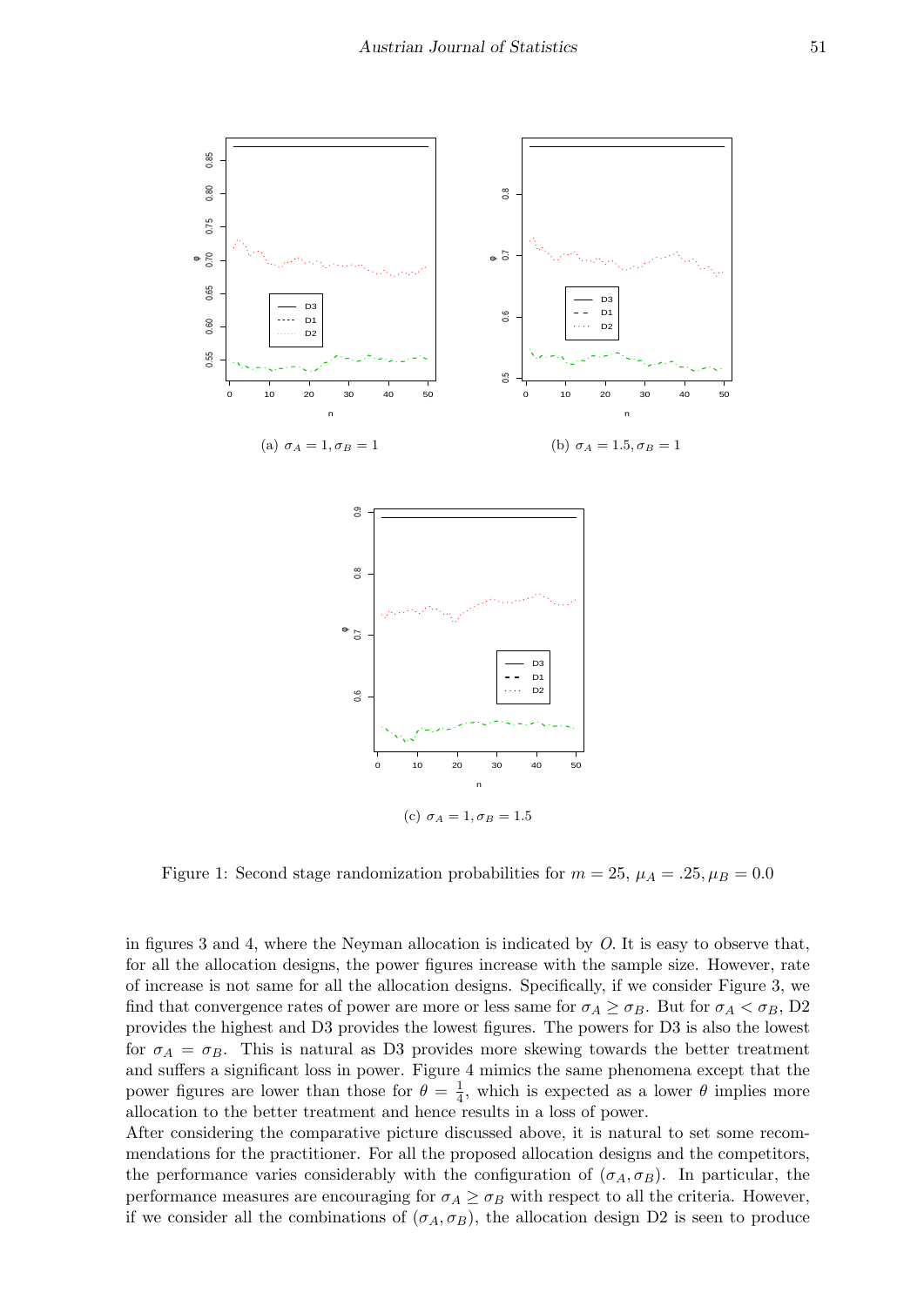(a) $\sigma_A = 1, \sigma_B = 1$

(b) $\sigma_A = 1.5, \sigma_B = 1$

(c) $\sigma_A = 1, \sigma_B = 1.5$

Figure 1: Second stage randomization probabilities for $m = 25$, $\mu_A = .25, \mu_B = 0.0$

in figures 3 and 4, where the Neyman allocation is indicated by $O$. It is easy to observe that, for all the allocation designs, the power figures increase with the sample size. However, rate of increase is not same for all the allocation designs. Specifically, if we consider Figure 3, we find that convergence rates of power are more or less same for $\sigma_A \geq \sigma_B$. But for $\sigma_A < \sigma_B$, D2 provides the highest and D3 provides the lowest figures. The powers for D3 is also the lowest for $\sigma_A = \sigma_B$. This is natural as D3 provides more skewing towards the better treatment and suffers a significant loss in power. Figure 4 mimics the same phenomena except that the power figures are lower than those for $\theta = \frac{1}{4}$, which is expected as a lower $\theta$ implies more allocation to the better treatment and hence results in a loss of power.

After considering the comparative picture discussed above, it is natural to set some recommendations for the practitioner. For all the proposed allocation designs and the competitors, the performance varies considerably with the configuration of $(\sigma_A, \sigma_B)$. In particular, the performance measures are encouraging for $\sigma_A \geq \sigma_B$ with respect to all the criteria. However, if we consider all the combinations of $(\sigma_A, \sigma_B)$, the allocation design D2 is seen to produce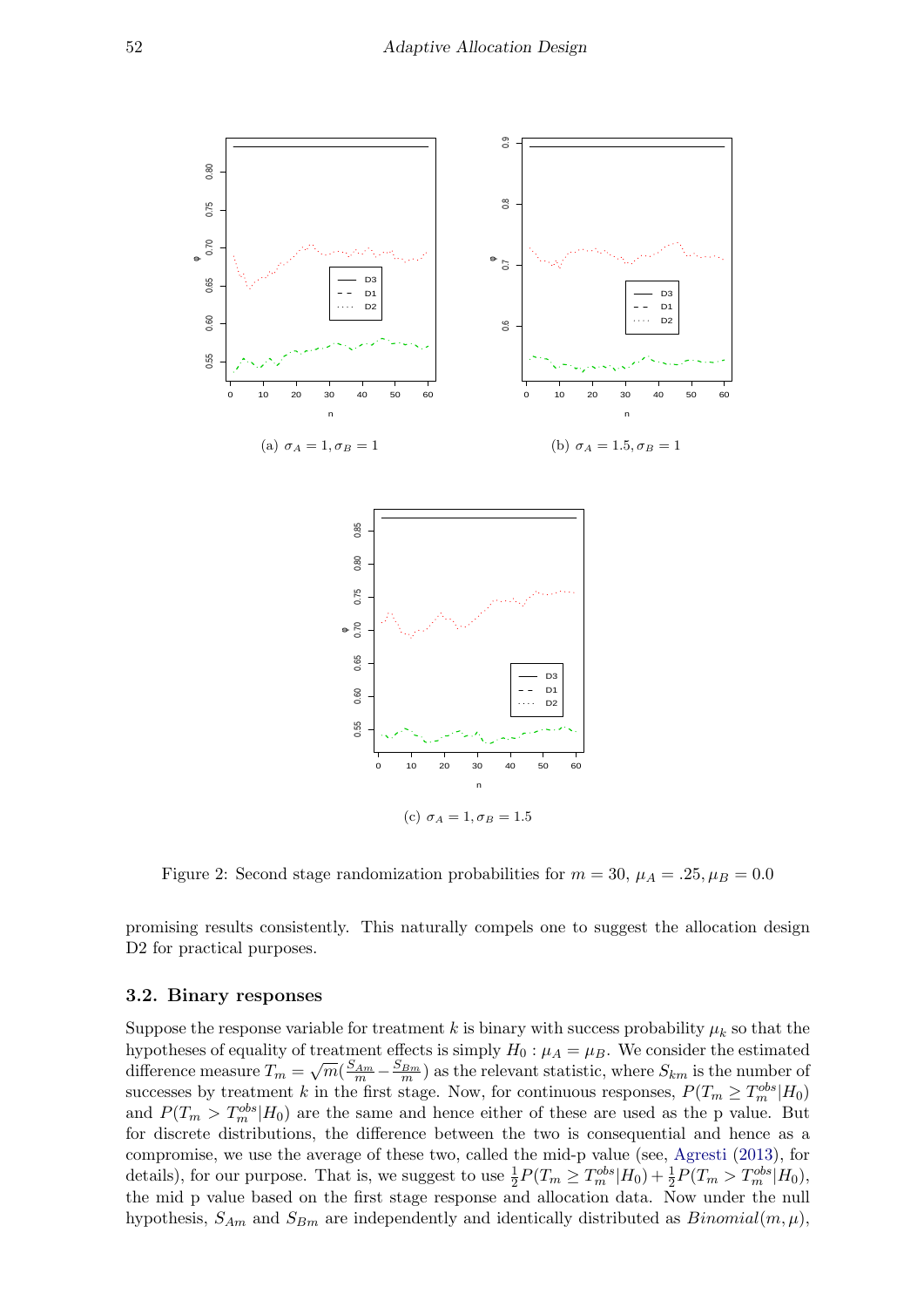(a) $\sigma_A = 1, \sigma_B = 1$

(b) $\sigma_A = 1.5, \sigma_B = 1$

(c) $\sigma_A = 1, \sigma_B = 1.5$

Figure 2: Second stage randomization probabilities for $m = 30$, $\mu_A = .25, \mu_B = 0.0$

promising results consistently. This naturally compels one to suggest the allocation design D2 for practical purposes.

### 3.2. Binary responses

Suppose the response variable for treatment $k$ is binary with success probability $\mu_k$ so that the hypotheses of equality of treatment effects is simply $H_0 : \mu_A = \mu_B$. We consider the estimated difference measure $T_m = \sqrt{m}(\frac{S_{Am}}{m} - \frac{S_{Bm}}{m})$ as the relevant statistic, where $S_{km}$ is the number of successes by treatment $k$ in the first stage. Now, for continuous responses, $P(T_m \geq T_m^{obs}|H_0)$ and $P(T_m > T_m^{obs}|H_0)$ are the same and hence either of these are used as the p value. But for discrete distributions, the difference between the two is consequential and hence as a compromise, we use the average of these two, called the mid-p value (see, Agresti (2013), for details), for our purpose. That is, we suggest to use $\frac{1}{2}P(T_m \geq T_m^{obs}|H_0) + \frac{1}{2}P(T_m > T_m^{obs}|H_0)$, the mid p value based on the first stage response and allocation data. Now under the null hypothesis, $S_{Am}$ and $S_{Bm}$ are independently and identically distributed as $Binomial(m, \mu)$,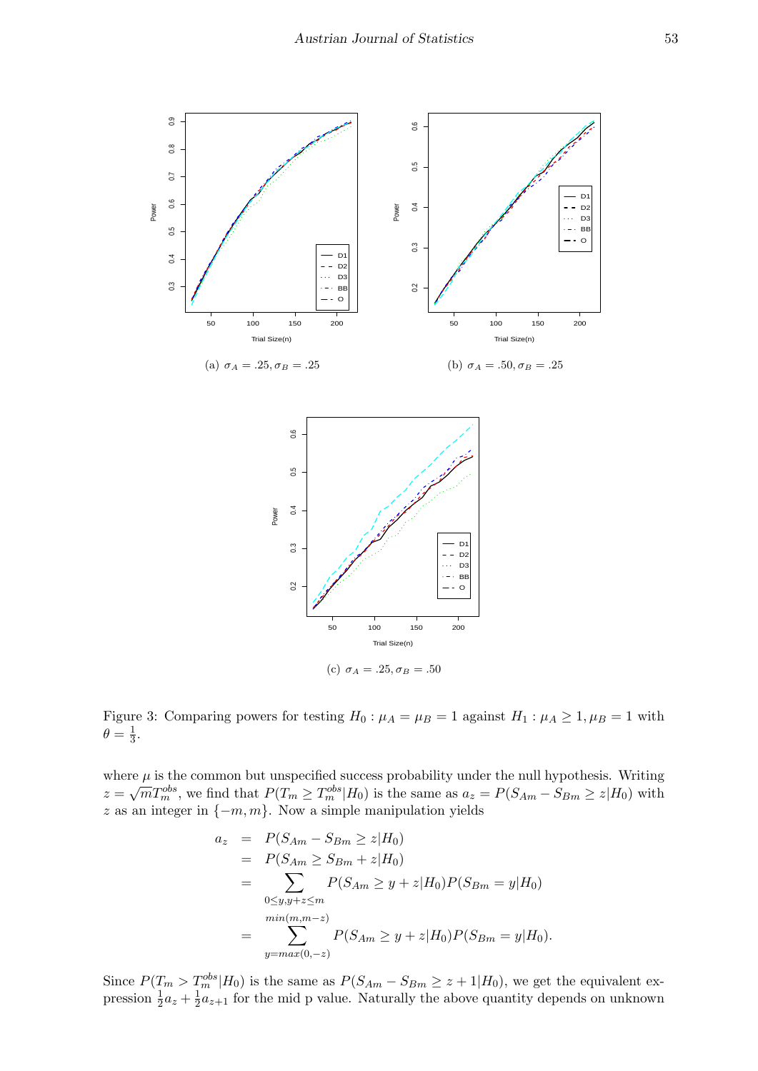(a) $\sigma_A = .25, \sigma_B = .25$

(b) $\sigma_A = .50, \sigma_B = .25$

(c) $\sigma_A = .25, \sigma_B = .50$

Figure 3: Comparing powers for testing $H_0 : \mu_A = \mu_B = 1$ against $H_1 : \mu_A \geq 1, \mu_B = 1$ with $\theta = \frac{1}{3}$.

where $\mu$ is the common but unspecified success probability under the null hypothesis. Writing $z = \sqrt{m}T_m^{obs}$, we find that $P(T_m \geq T_m^{obs}|H_0)$ is the same as $a_z = P(S_{Am} - S_{Bm} \geq z|H_0)$ with $z$ as an integer in $\{-m, m\}$. Now a simple manipulation yields

$$
\begin{aligned}
a_z &= P(S_{Am} - S_{Bm} \geq z|H_0) \\
&= P(S_{Am} \geq S_{Bm} + z|H_0) \\
&= \sum_{0 \leq y, y+z \leq m} P(S_{Am} \geq y + z|H_0)P(S_{Bm} = y|H_0) \\
&= \sum_{y=max(0,-z)}^{min(m,m-z)} P(S_{Am} \geq y + z|H_0)P(S_{Bm} = y|H_0).
\end{aligned}
$$

Since $P(T_m > T_m^{obs}|H_0)$ is the same as $P(S_{Am} - S_{Bm} \geq z + 1|H_0)$, we get the equivalent expression $\frac{1}{2}a_z + \frac{1}{2}a_{z+1}$ for the mid p value. Naturally the above quantity depends on unknown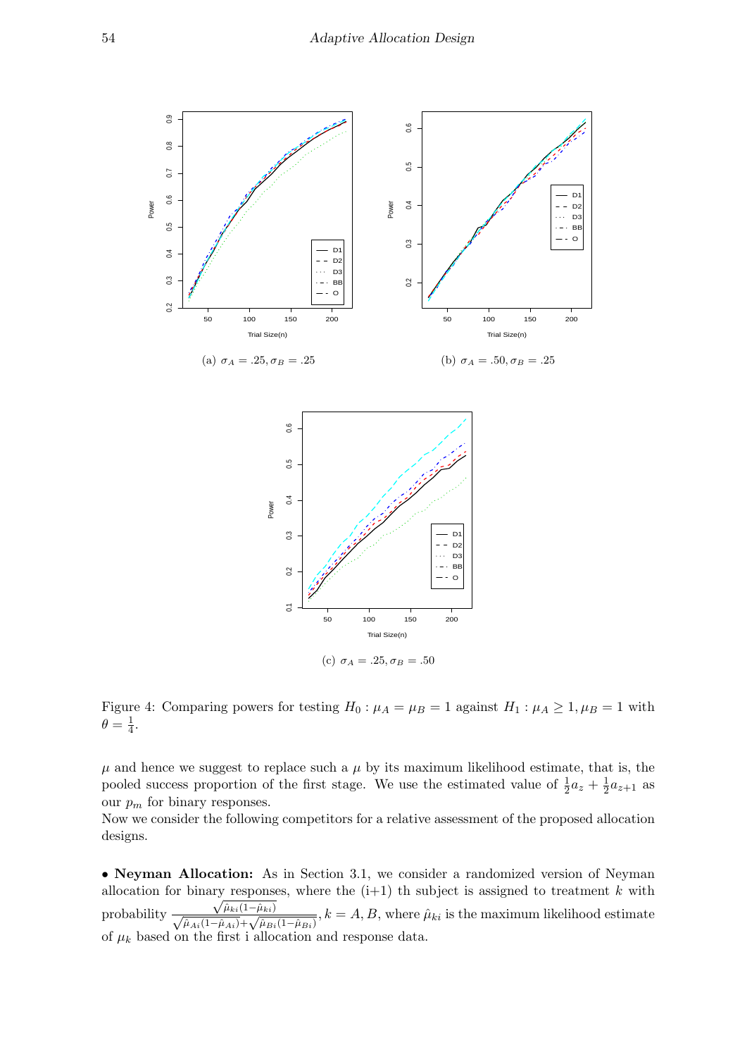(a) $\sigma_A = .25, \sigma_B = .25$

(b) $\sigma_A = .50, \sigma_B = .25$

(c) $\sigma_A = .25, \sigma_B = .50$

Figure 4: Comparing powers for testing $H_0 : \mu_A = \mu_B = 1$ against $H_1 : \mu_A \geq 1, \mu_B = 1$ with $\theta = \frac{1}{4}$.

$\mu$ and hence we suggest to replace such a $\mu$ by its maximum likelihood estimate, that is, the pooled success proportion of the first stage. We use the estimated value of $\frac{1}{2}a_z + \frac{1}{2}a_{z+1}$ as our $p_m$ for binary responses.

Now we consider the following competitors for a relative assessment of the proposed allocation designs.

• **Neyman Allocation:** As in Section 3.1, we consider a randomized version of Neyman allocation for binary responses, where the (i+1) th subject is assigned to treatment $k$ with probability $\frac{\sqrt{\hat{\mu}_{ki}(1-\hat{\mu}_{ki})}}{\sqrt{\hat{\mu}_{Ai}(1-\hat{\mu}_{Ai})}+\sqrt{\hat{\mu}_{Bi}(1-\hat{\mu}_{Bi})}}, k = A, B$, where $\hat{\mu}_{ki}$ is the maximum likelihood estimate of $\mu_k$ based on the first i allocation and response data.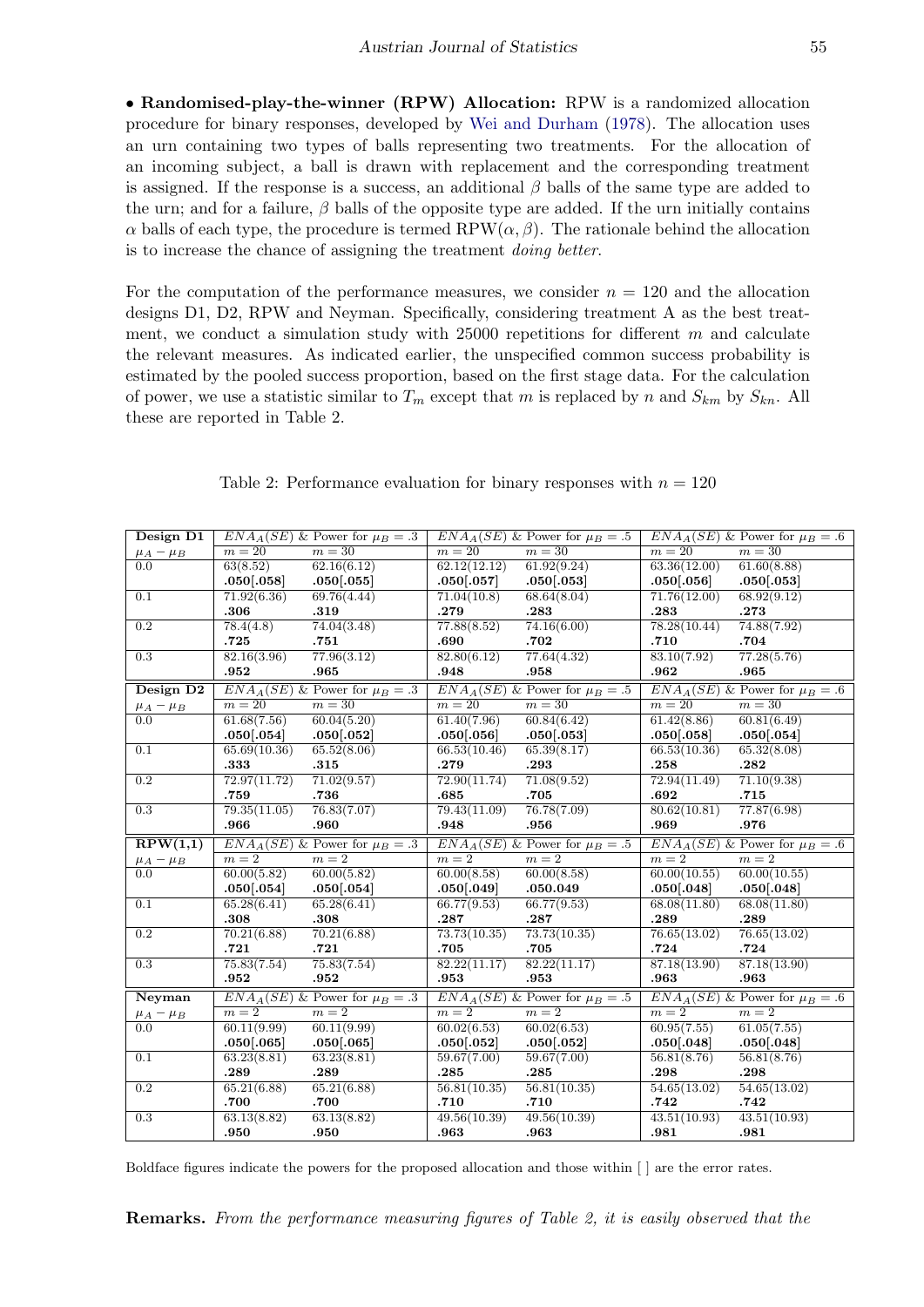• **Randomised-play-the-winner (RPW) Allocation:** RPW is a randomized allocation procedure for binary responses, developed by Wei and Durham (1978). The allocation uses an urn containing two types of balls representing two treatments. For the allocation of an incoming subject, a ball is drawn with replacement and the corresponding treatment is assigned. If the response is a success, an additional $\beta$ balls of the same type are added to the urn; and for a failure, $\beta$ balls of the opposite type are added. If the urn initially contains $\alpha$ balls of each type, the procedure is termed RPW($\alpha, \beta$). The rationale behind the allocation is to increase the chance of assigning the treatment *doing better*.

For the computation of the performance measures, we consider $n = 120$ and the allocation designs D1, D2, RPW and Neyman. Specifically, considering treatment A as the best treatment, we conduct a simulation study with 25000 repetitions for different $m$ and calculate the relevant measures. As indicated earlier, the unspecified common success probability is estimated by the pooled success proportion, based on the first stage data. For the calculation of power, we use a statistic similar to $T_m$ except that $m$ is replaced by $n$ and $S_{km}$ by $S_{kn}$. All these are reported in Table 2.

Table 2: Performance evaluation for binary responses with $n = 120$

| **Design D1** | $ENA_A(SE)$ & Power for $\mu_B = .3$ | | $ENA_A(SE)$ & Power for $\mu_B = .5$ | | $ENA_A(SE)$ & Power for $\mu_B = .6$ | |
|---|---|---|---|---|---|---|
| $\mu_A - \mu_B$ | $m = 20$ | $m = 30$ | $m = 20$ | $m = 30$ | $m = 20$ | $m = 30$ |
| 0.0 | 63(8.52) | 62.16(6.12) | 62.12(12.12) | 61.92(9.24) | 63.36(12.00) | 61.60(8.88) |
| | **.050[.058]** | **.050[.055]** | **.050[.057]** | **.050[.053]** | **.050[.056]** | **.050[.053]** |
| 0.1 | 71.92(6.36) | 69.76(4.44) | 71.04(10.8) | 68.64(8.04) | 71.76(12.00) | 68.92(9.12) |
| | **.306** | **.319** | **.279** | **.283** | **.283** | **.273** |
| 0.2 | 78.4(4.8) | 74.04(3.48) | 77.88(8.52) | 74.16(6.00) | 78.28(10.44) | 74.88(7.92) |
| | **.725** | **.751** | **.690** | **.702** | **.710** | **.704** |
| 0.3 | 82.16(3.96) | 77.96(3.12) | 82.80(6.12) | 77.64(4.32) | 83.10(7.92) | 77.28(5.76) |
| | **.952** | **.965** | **.948** | **.958** | **.962** | **.965** |
| **Design D2** | $ENA_A(SE)$ & Power for $\mu_B = .3$ | | $ENA_A(SE)$ & Power for $\mu_B = .5$ | | $ENA_A(SE)$ & Power for $\mu_B = .6$ | |
| $\mu_A - \mu_B$ | $m = 20$ | $m = 30$ | $m = 20$ | $m = 30$ | $m = 20$ | $m = 30$ |
| 0.0 | 61.68(7.56) | 60.04(5.20) | 61.40(7.96) | 60.84(6.42) | 61.42(8.86) | 60.81(6.49) |
| | **.050[.054]** | **.050[.052]** | **.050[.056]** | **.050[.053]** | **.050[.058]** | **.050[.054]** |
| 0.1 | 65.69(10.36) | 65.52(8.06) | 66.53(10.46) | 65.39(8.17) | 66.53(10.36) | 65.32(8.08) |
| | **.333** | **.315** | **.279** | **.293** | **.258** | **.282** |
| 0.2 | 72.97(11.72) | 71.02(9.57) | 72.90(11.74) | 71.08(9.52) | 72.94(11.49) | 71.10(9.38) |
| | **.759** | **.736** | **.685** | **.705** | **.692** | **.715** |
| 0.3 | 79.35(11.05) | 76.83(7.07) | 79.43(11.09) | 76.78(7.09) | 80.62(10.81) | 77.87(6.98) |
| | **.966** | **.960** | **.948** | **.956** | **.969** | **.976** |
| **RPW(1,1)** | $ENA_A(SE)$ & Power for $\mu_B = .3$ | | $ENA_A(SE)$ & Power for $\mu_B = .5$ | | $ENA_A(SE)$ & Power for $\mu_B = .6$ | |
| $\mu_A - \mu_B$ | $m = 2$ | $m = 2$ | $m = 2$ | $m = 2$ | $m = 2$ | $m = 2$ |
| 0.0 | 60.00(5.82) | 60.00(5.82) | 60.00(8.58) | 60.00(8.58) | 60.00(10.55) | 60.00(10.55) |
| | **.050[.054]** | **.050[.054]** | **.050[.049]** | **.050.049** | **.050[.048]** | **.050[.048]** |
| 0.1 | 65.28(6.41) | 65.28(6.41) | 66.77(9.53) | 66.77(9.53) | 68.08(11.80) | 68.08(11.80) |
| | **.308** | **.308** | **.287** | **.287** | **.289** | **.289** |
| 0.2 | 70.21(6.88) | 70.21(6.88) | 73.73(10.35) | 73.73(10.35) | 76.65(13.02) | 76.65(13.02) |
| | **.721** | **.721** | **.705** | **.705** | **.724** | **.724** |
| 0.3 | 75.83(7.54) | 75.83(7.54) | 82.22(11.17) | 82.22(11.17) | 87.18(13.90) | 87.18(13.90) |
| | **.952** | **.952** | **.953** | **.953** | **.963** | **.963** |
| **Neyman** | $ENA_A(SE)$ & Power for $\mu_B = .3$ | | $ENA_A(SE)$ & Power for $\mu_B = .5$ | | $ENA_A(SE)$ & Power for $\mu_B = .6$ | |
| $\mu_A - \mu_B$ | $m = 2$ | $m = 2$ | $m = 2$ | $m = 2$ | $m = 2$ | $m = 2$ |
| 0.0 | 60.11(9.99) | 60.11(9.99) | 60.02(6.53) | 60.02(6.53) | 60.95(7.55) | 61.05(7.55) |
| | **.050[.065]** | **.050[.065]** | **.050[.052]** | **.050[.052]** | **.050[.048]** | **.050[.048]** |
| 0.1 | 63.23(8.81) | 63.23(8.81) | 59.67(7.00) | 59.67(7.00) | 56.81(8.76) | 56.81(8.76) |
| | **.289** | **.289** | **.285** | **.285** | **.298** | **.298** |
| 0.2 | 65.21(6.88) | 65.21(6.88) | 56.81(10.35) | 56.81(10.35) | 54.65(13.02) | 54.65(13.02) |
| | **.700** | **.700** | **.710** | **.710** | **.742** | **.742** |
| 0.3 | 63.13(8.82) | 63.13(8.82) | 49.56(10.39) | 49.56(10.39) | 43.51(10.93) | 43.51(10.93) |
| | **.950** | **.950** | **.963** | **.963** | **.981** | **.981** |

Boldface figures indicate the powers for the proposed allocation and those within [ ] are the error rates.

**Remarks.** *From the performance measuring figures of Table 2, it is easily observed that the*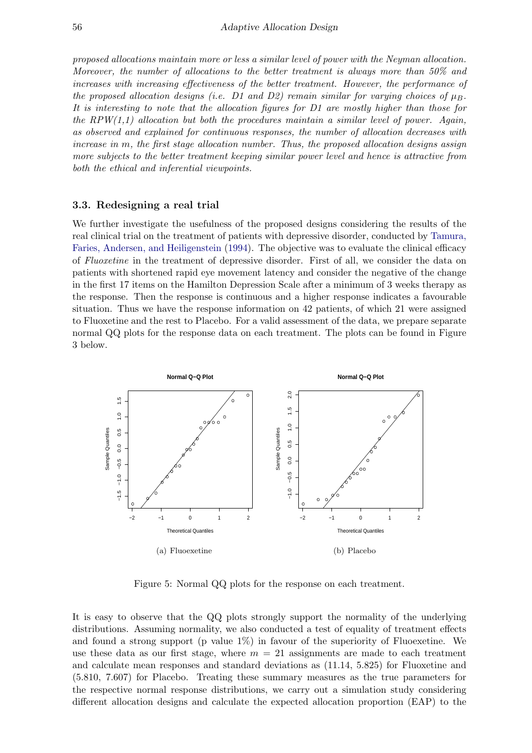*proposed allocations maintain more or less a similar level of power with the Neyman allocation. Moreover, the number of allocations to the better treatment is always more than 50% and increases with increasing effectiveness of the better treatment. However, the performance of the proposed allocation designs (i.e. D1 and D2) remain similar for varying choices of $\mu_B$. It is interesting to note that the allocation figures for D1 are mostly higher than those for the RPW(1,1) allocation but both the procedures maintain a similar level of power. Again, as observed and explained for continuous responses, the number of allocation decreases with increase in $m$, the first stage allocation number. Thus, the proposed allocation designs assign more subjects to the better treatment keeping similar power level and hence is attractive from both the ethical and inferential viewpoints.*

### 3.3. Redesigning a real trial

We further investigate the usefulness of the proposed designs considering the results of the real clinical trial on the treatment of patients with depressive disorder, conducted by Tamura, Faries, Andersen, and Heiligenstein (1994). The objective was to evaluate the clinical efficacy of *Fluoxetine* in the treatment of depressive disorder. First of all, we consider the data on patients with shortened rapid eye movement latency and consider the negative of the change in the first 17 items on the Hamilton Depression Scale after a minimum of 3 weeks therapy as the response. Then the response is continuous and a higher response indicates a favourable situation. Thus we have the response information on 42 patients, of which 21 were assigned to Fluoxetine and the rest to Placebo. For a valid assessment of the data, we prepare separate normal QQ plots for the response data on each treatment. The plots can be found in Figure 3 below.

(a) Fluoexetine

(b) Placebo

Figure 5: Normal QQ plots for the response on each treatment.

It is easy to observe that the QQ plots strongly support the normality of the underlying distributions. Assuming normality, we also conducted a test of equality of treatment effects and found a strong support (p value 1%) in favour of the superiority of Fluoexetine. We use these data as our first stage, where $m = 21$ assignments are made to each treatment and calculate mean responses and standard deviations as (11.14, 5.825) for Fluoxetine and (5.810, 7.607) for Placebo. Treating these summary measures as the true parameters for the respective normal response distributions, we carry out a simulation study considering different allocation designs and calculate the expected allocation proportion (EAP) to the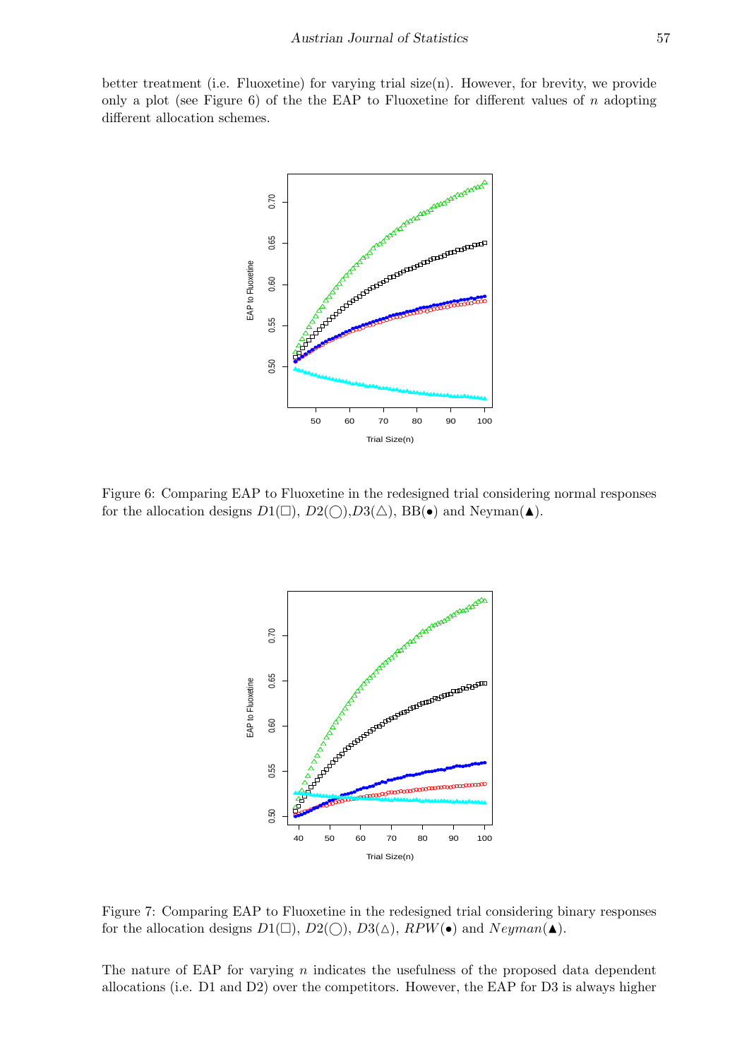better treatment (i.e. Fluoxetine) for varying trial size(n). However, for brevity, we provide only a plot (see Figure 6) of the the EAP to Fluoxetine for different values of $n$ adopting different allocation schemes.

Figure 6: Comparing EAP to Fluoxetine in the redesigned trial considering normal responses for the allocation designs $D1(\square)$, $D2(\bigcirc)$,$D3(\triangle)$, BB(•) and Neyman(▲).

Figure 7: Comparing EAP to Fluoxetine in the redesigned trial considering binary responses for the allocation designs $D1(\square)$, $D2(\bigcirc)$, $D3(\triangle)$, $RPW$(•) and $Neyman$(▲).

The nature of EAP for varying $n$ indicates the usefulness of the proposed data dependent allocations (i.e. D1 and D2) over the competitors. However, the EAP for D3 is always higher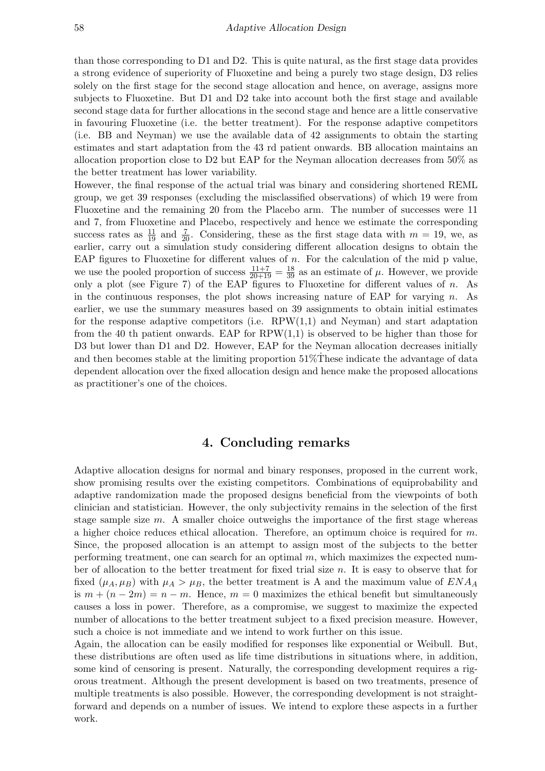than those corresponding to D1 and D2. This is quite natural, as the first stage data provides a strong evidence of superiority of Fluoxetine and being a purely two stage design, D3 relies solely on the first stage for the second stage allocation and hence, on average, assigns more subjects to Fluoxetine. But D1 and D2 take into account both the first stage and available second stage data for further allocations in the second stage and hence are a little conservative in favouring Fluoxetine (i.e. the better treatment). For the response adaptive competitors (i.e. BB and Neyman) we use the available data of 42 assignments to obtain the starting estimates and start adaptation from the 43 rd patient onwards. BB allocation maintains an allocation proportion close to D2 but EAP for the Neyman allocation decreases from 50% as the better treatment has lower variability.

However, the final response of the actual trial was binary and considering shortened REML group, we get 39 responses (excluding the misclassified observations) of which 19 were from Fluoxetine and the remaining 20 from the Placebo arm. The number of successes were 11 and 7, from Fluoxetine and Placebo, respectively and hence we estimate the corresponding success rates as $\frac{11}{19}$ and $\frac{7}{20}$. Considering, these as the first stage data with $m = 19$, we, as earlier, carry out a simulation study considering different allocation designs to obtain the EAP figures to Fluoxetine for different values of $n$. For the calculation of the mid p value, we use the pooled proportion of success $\frac{11+7}{20+19} = \frac{18}{39}$ as an estimate of $\mu$. However, we provide only a plot (see Figure 7) of the EAP figures to Fluoxetine for different values of $n$. As in the continuous responses, the plot shows increasing nature of EAP for varying $n$. As earlier, we use the summary measures based on 39 assignments to obtain initial estimates for the response adaptive competitors (i.e. RPW(1,1) and Neyman) and start adaptation from the 40 th patient onwards. EAP for RPW(1,1) is observed to be higher than those for D3 but lower than D1 and D2. However, EAP for the Neyman allocation decreases initially and then becomes stable at the limiting proportion 51%These indicate the advantage of data dependent allocation over the fixed allocation design and hence make the proposed allocations as practitioner's one of the choices.

## 4. Concluding remarks

Adaptive allocation designs for normal and binary responses, proposed in the current work, show promising results over the existing competitors. Combinations of equiprobability and adaptive randomization made the proposed designs beneficial from the viewpoints of both clinician and statistician. However, the only subjectivity remains in the selection of the first stage sample size $m$. A smaller choice outweighs the importance of the first stage whereas a higher choice reduces ethical allocation. Therefore, an optimum choice is required for $m$. Since, the proposed allocation is an attempt to assign most of the subjects to the better performing treatment, one can search for an optimal $m$, which maximizes the expected number of allocation to the better treatment for fixed trial size $n$. It is easy to observe that for fixed $(\mu_A, \mu_B)$ with $\mu_A > \mu_B$, the better treatment is A and the maximum value of $ENA_A$ is $m + (n - 2m) = n - m$. Hence, $m = 0$ maximizes the ethical benefit but simultaneously causes a loss in power. Therefore, as a compromise, we suggest to maximize the expected number of allocations to the better treatment subject to a fixed precision measure. However, such a choice is not immediate and we intend to work further on this issue.

Again, the allocation can be easily modified for responses like exponential or Weibull. But, these distributions are often used as life time distributions in situations where, in addition, some kind of censoring is present. Naturally, the corresponding development requires a rigorous treatment. Although the present development is based on two treatments, presence of multiple treatments is also possible. However, the corresponding development is not straightforward and depends on a number of issues. We intend to explore these aspects in a further work.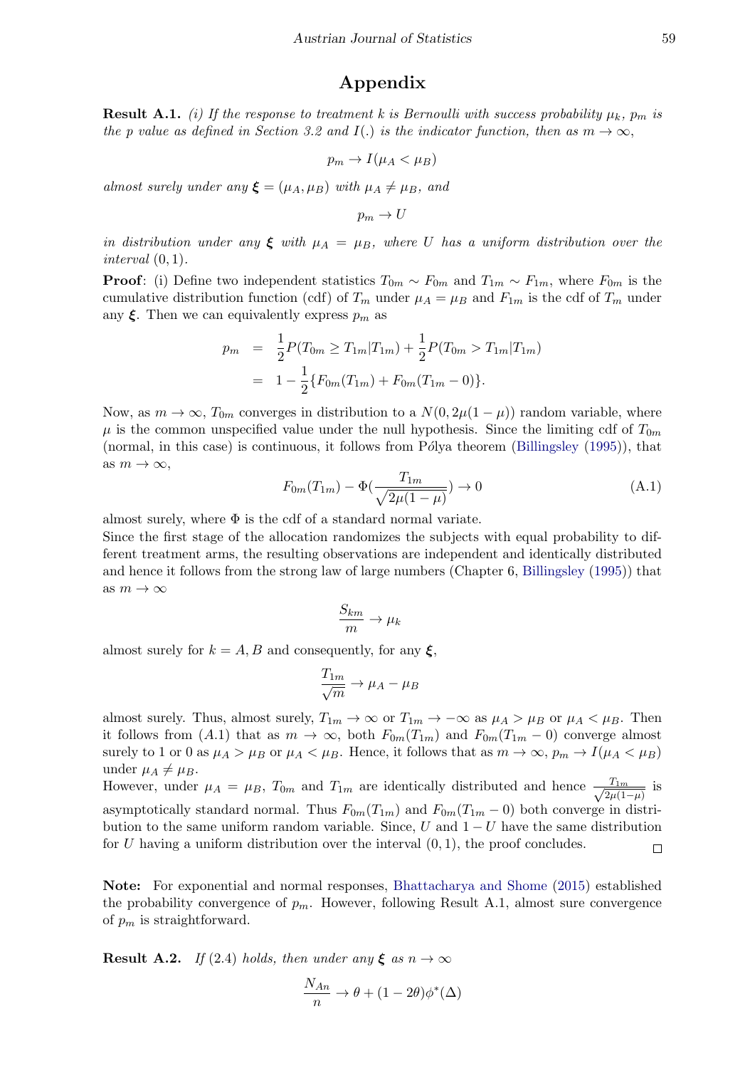# Appendix

**Result A.1.** *(i) If the response to treatment $k$ is Bernoulli with success probability $\mu_k$, $p_m$ is the p value as defined in Section 3.2 and $I(.)$ is the indicator function, then as $m \to \infty$,*

$$p_m \to I(\mu_A < \mu_B)$$

*almost surely under any $\boldsymbol{\xi} = (\mu_A, \mu_B)$ with $\mu_A \neq \mu_B$, and*

$$p_m \to U$$

*in distribution under any $\boldsymbol{\xi}$ with $\mu_A = \mu_B$, where $U$ has a uniform distribution over the interval $(0, 1)$.*

**Proof**: (i) Define two independent statistics $T_{0m} \sim F_{0m}$ and $T_{1m} \sim F_{1m}$, where $F_{0m}$ is the cumulative distribution function (cdf) of $T_m$ under $\mu_A = \mu_B$ and $F_{1m}$ is the cdf of $T_m$ under any $\boldsymbol{\xi}$. Then we can equivalently express $p_m$ as

$$\begin{aligned} p_m &= \frac{1}{2}P(T_{0m} \geq T_{1m}|T_{1m}) + \frac{1}{2}P(T_{0m} > T_{1m}|T_{1m}) \\ &= 1 - \frac{1}{2}\{F_{0m}(T_{1m}) + F_{0m}(T_{1m} - 0)\}. \end{aligned}$$

Now, as $m \to \infty$, $T_{0m}$ converges in distribution to a $N(0, 2\mu(1-\mu))$ random variable, where $\mu$ is the common unspecified value under the null hypothesis. Since the limiting cdf of $T_{0m}$ (normal, in this case) is continuous, it follows from Pólya theorem (Billingsley (1995)), that as $m \to \infty$,

$$F_{0m}(T_{1m}) - \Phi\left(\frac{T_{1m}}{\sqrt{2\mu(1-\mu)}}\right) \to 0 \tag{A.1}$$

almost surely, where $\Phi$ is the cdf of a standard normal variate.

Since the first stage of the allocation randomizes the subjects with equal probability to different treatment arms, the resulting observations are independent and identically distributed and hence it follows from the strong law of large numbers (Chapter 6, Billingsley (1995)) that as $m \to \infty$

$$\frac{S_{km}}{m} \to \mu_k$$

almost surely for $k = A, B$ and consequently, for any $\boldsymbol{\xi}$,

$$\frac{T_{1m}}{\sqrt{m}} \to \mu_A - \mu_B$$

almost surely. Thus, almost surely, $T_{1m} \to \infty$ or $T_{1m} \to -\infty$ as $\mu_A > \mu_B$ or $\mu_A < \mu_B$. Then it follows from (A.1) that as $m \to \infty$, both $F_{0m}(T_{1m})$ and $F_{0m}(T_{1m} - 0)$ converge almost surely to 1 or 0 as $\mu_A > \mu_B$ or $\mu_A < \mu_B$. Hence, it follows that as $m \to \infty$, $p_m \to I(\mu_A < \mu_B)$ under $\mu_A \neq \mu_B$.

However, under $\mu_A = \mu_B$, $T_{0m}$ and $T_{1m}$ are identically distributed and hence $\frac{T_{1m}}{\sqrt{2\mu(1-\mu)}}$ is asymptotically standard normal. Thus $F_{0m}(T_{1m})$ and $F_{0m}(T_{1m} - 0)$ both converge in distribution to the same uniform random variable. Since, $U$ and $1 - U$ have the same distribution for $U$ having a uniform distribution over the interval $(0, 1)$, the proof concludes. □

**Note:** For exponential and normal responses, Bhattacharya and Shome (2015) established the probability convergence of $p_m$. However, following Result A.1, almost sure convergence of $p_m$ is straightforward.

**Result A.2.** *If (2.4) holds, then under any $\boldsymbol{\xi}$ as $n \to \infty$*

$$\frac{N_{An}}{n} \to \theta + (1 - 2\theta)\phi^*(\Delta)$$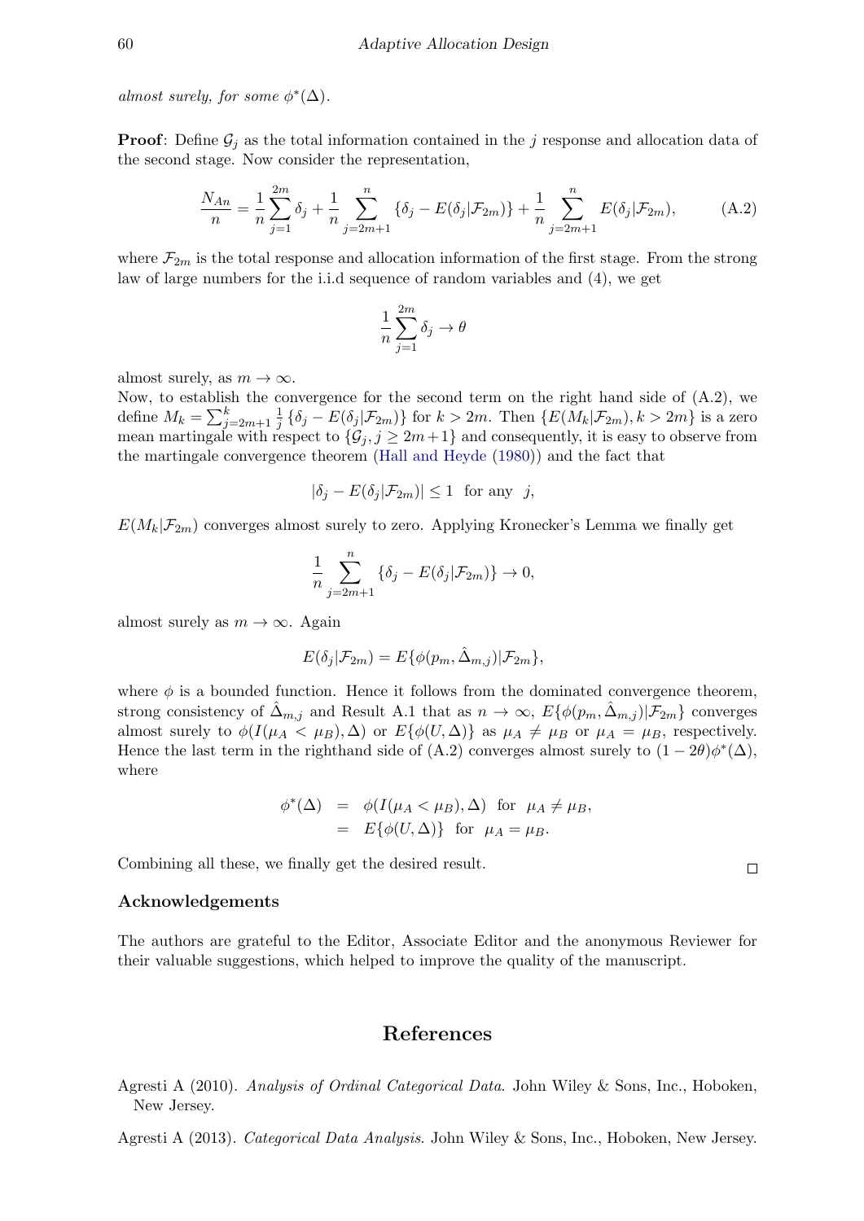*almost surely, for some $\phi^*(\Delta)$.*

**Proof**: Define $\mathcal{G}_j$ as the total information contained in the $j$ response and allocation data of the second stage. Now consider the representation,

$$\frac{N_{An}}{n} = \frac{1}{n}\sum_{j=1}^{2m}\delta_j + \frac{1}{n}\sum_{j=2m+1}^{n}\{\delta_j - E(\delta_j|\mathcal{F}_{2m})\} + \frac{1}{n}\sum_{j=2m+1}^{n}E(\delta_j|\mathcal{F}_{2m}), \tag{A.2}$$

where $\mathcal{F}_{2m}$ is the total response and allocation information of the first stage. From the strong law of large numbers for the i.i.d sequence of random variables and (4), we get

$$\frac{1}{n}\sum_{j=1}^{2m}\delta_j \to \theta$$

almost surely, as $m \to \infty$.

Now, to establish the convergence for the second term on the right hand side of (A.2), we define $M_k = \sum_{j=2m+1}^{k}\frac{1}{j}\{\delta_j - E(\delta_j|\mathcal{F}_{2m})\}$ for $k > 2m$. Then $\{E(M_k|\mathcal{F}_{2m}), k > 2m\}$ is a zero mean martingale with respect to $\{\mathcal{G}_j, j \geq 2m+1\}$ and consequently, it is easy to observe from the martingale convergence theorem (Hall and Heyde (1980)) and the fact that

$$|\delta_j - E(\delta_j|\mathcal{F}_{2m})| \leq 1 \text{ for any } j,$$

$E(M_k|\mathcal{F}_{2m})$ converges almost surely to zero. Applying Kronecker's Lemma we finally get

$$\frac{1}{n}\sum_{j=2m+1}^{n}\{\delta_j - E(\delta_j|\mathcal{F}_{2m})\} \to 0,$$

almost surely as $m \to \infty$. Again

$$E(\delta_j|\mathcal{F}_{2m}) = E\{\phi(p_m, \hat{\Delta}_{m,j})|\mathcal{F}_{2m}\},$$

where $\phi$ is a bounded function. Hence it follows from the dominated convergence theorem, strong consistency of $\hat{\Delta}_{m,j}$ and Result A.1 that as $n \to \infty$, $E\{\phi(p_m, \hat{\Delta}_{m,j})|\mathcal{F}_{2m}\}$ converges almost surely to $\phi(I(\mu_A < \mu_B), \Delta)$ or $E\{\phi(U, \Delta)\}$ as $\mu_A \neq \mu_B$ or $\mu_A = \mu_B$, respectively. Hence the last term in the righthand side of (A.2) converges almost surely to $(1-2\theta)\phi^*(\Delta)$, where

$$\begin{aligned}
\phi^*(\Delta) &= \phi(I(\mu_A < \mu_B), \Delta) \text{ for } \mu_A \neq \mu_B, \\
&= E\{\phi(U, \Delta)\} \text{ for } \mu_A = \mu_B.
\end{aligned}$$

Combining all these, we finally get the desired result. □

### Acknowledgements

The authors are grateful to the Editor, Associate Editor and the anonymous Reviewer for their valuable suggestions, which helped to improve the quality of the manuscript.

## References

Agresti A (2010). *Analysis of Ordinal Categorical Data*. John Wiley & Sons, Inc., Hoboken, New Jersey.

Agresti A (2013). *Categorical Data Analysis*. John Wiley & Sons, Inc., Hoboken, New Jersey.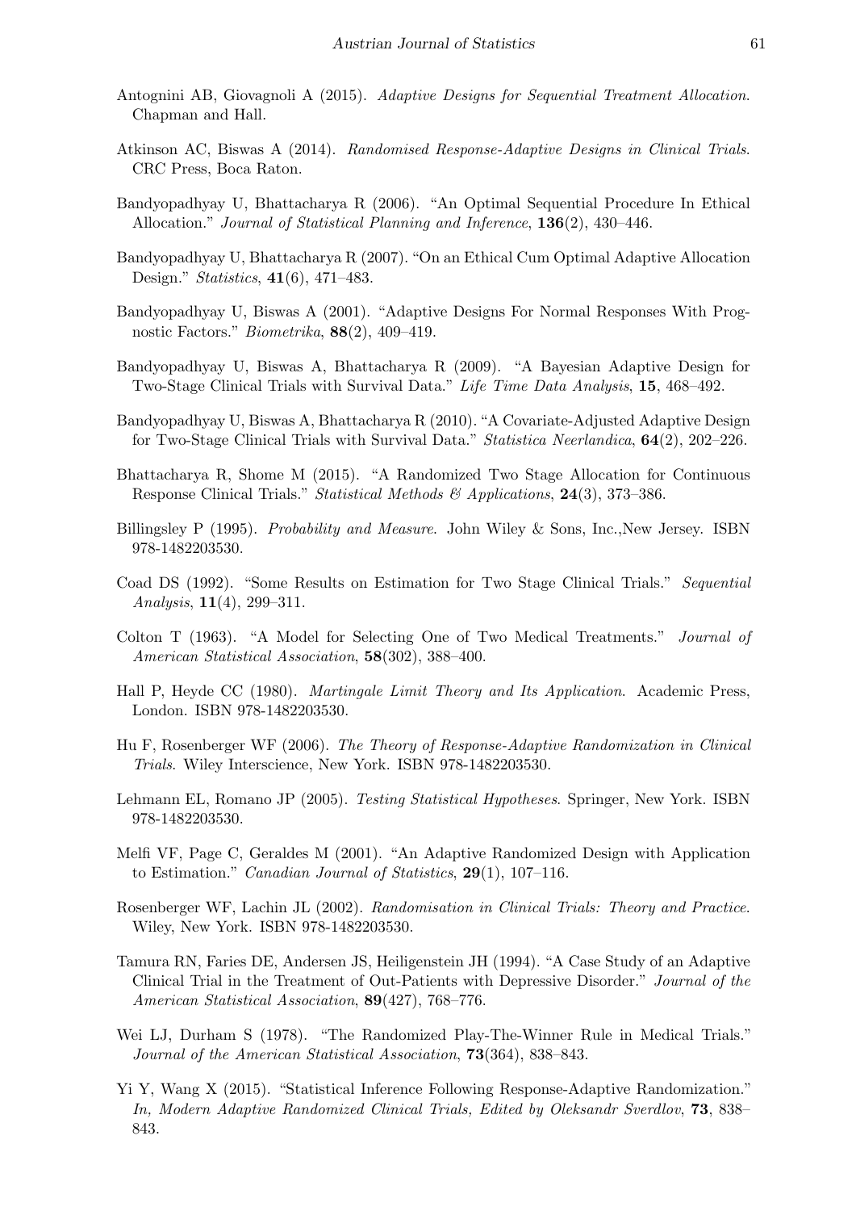Antognini AB, Giovagnoli A (2015). *Adaptive Designs for Sequential Treatment Allocation*. Chapman and Hall.

Atkinson AC, Biswas A (2014). *Randomised Response-Adaptive Designs in Clinical Trials*. CRC Press, Boca Raton.

Bandyopadhyay U, Bhattacharya R (2006). "An Optimal Sequential Procedure In Ethical Allocation." *Journal of Statistical Planning and Inference*, **136**(2), 430–446.

Bandyopadhyay U, Bhattacharya R (2007). "On an Ethical Cum Optimal Adaptive Allocation Design." *Statistics*, **41**(6), 471–483.

Bandyopadhyay U, Biswas A (2001). "Adaptive Designs For Normal Responses With Prognostic Factors." *Biometrika*, **88**(2), 409–419.

Bandyopadhyay U, Biswas A, Bhattacharya R (2009). "A Bayesian Adaptive Design for Two-Stage Clinical Trials with Survival Data." *Life Time Data Analysis*, **15**, 468–492.

Bandyopadhyay U, Biswas A, Bhattacharya R (2010). "A Covariate-Adjusted Adaptive Design for Two-Stage Clinical Trials with Survival Data." *Statistica Neerlandica*, **64**(2), 202–226.

Bhattacharya R, Shome M (2015). "A Randomized Two Stage Allocation for Continuous Response Clinical Trials." *Statistical Methods & Applications*, **24**(3), 373–386.

Billingsley P (1995). *Probability and Measure*. John Wiley & Sons, Inc.,New Jersey. ISBN 978-1482203530.

Coad DS (1992). "Some Results on Estimation for Two Stage Clinical Trials." *Sequential Analysis*, **11**(4), 299–311.

Colton T (1963). "A Model for Selecting One of Two Medical Treatments." *Journal of American Statistical Association*, **58**(302), 388–400.

Hall P, Heyde CC (1980). *Martingale Limit Theory and Its Application*. Academic Press, London. ISBN 978-1482203530.

Hu F, Rosenberger WF (2006). *The Theory of Response-Adaptive Randomization in Clinical Trials*. Wiley Interscience, New York. ISBN 978-1482203530.

Lehmann EL, Romano JP (2005). *Testing Statistical Hypotheses*. Springer, New York. ISBN 978-1482203530.

Melfi VF, Page C, Geraldes M (2001). "An Adaptive Randomized Design with Application to Estimation." *Canadian Journal of Statistics*, **29**(1), 107–116.

Rosenberger WF, Lachin JL (2002). *Randomisation in Clinical Trials: Theory and Practice*. Wiley, New York. ISBN 978-1482203530.

Tamura RN, Faries DE, Andersen JS, Heiligenstein JH (1994). "A Case Study of an Adaptive Clinical Trial in the Treatment of Out-Patients with Depressive Disorder." *Journal of the American Statistical Association*, **89**(427), 768–776.

Wei LJ, Durham S (1978). "The Randomized Play-The-Winner Rule in Medical Trials." *Journal of the American Statistical Association*, **73**(364), 838–843.

Yi Y, Wang X (2015). "Statistical Inference Following Response-Adaptive Randomization." *In, Modern Adaptive Randomized Clinical Trials, Edited by Oleksandr Sverdlov*, **73**, 838–843.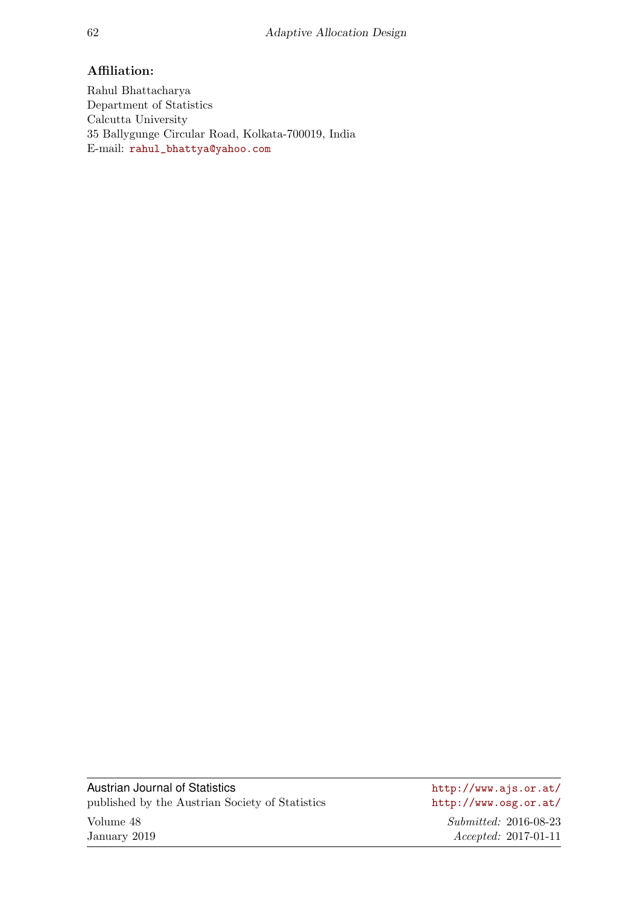**Affiliation:**

Rahul Bhattacharya
Department of Statistics
Calcutta University
35 Ballygunge Circular Road, Kolkata-700019, India
E-mail: rahul_bhattya@yahoo.com

Austrian Journal of Statistics
published by the Austrian Society of Statistics
Volume 48
January 2019

http://www.ajs.or.at/
http://www.osg.or.at/
*Submitted:* 2016-08-23
*Accepted:* 2017-01-11